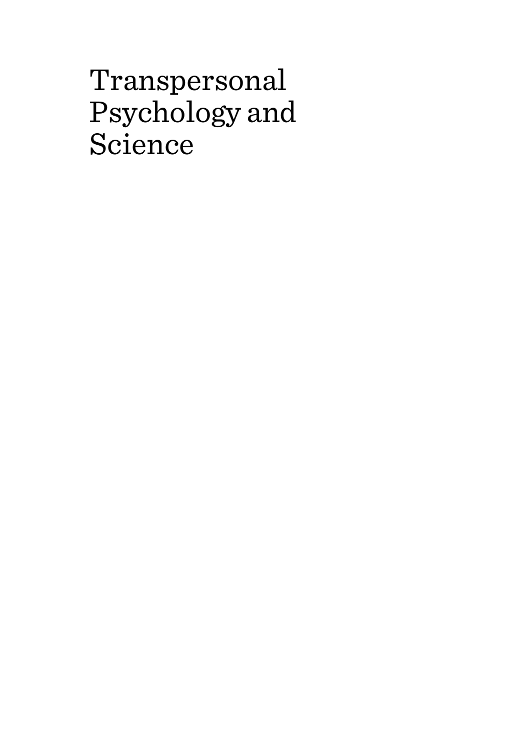# Transpersonal Psychology and Science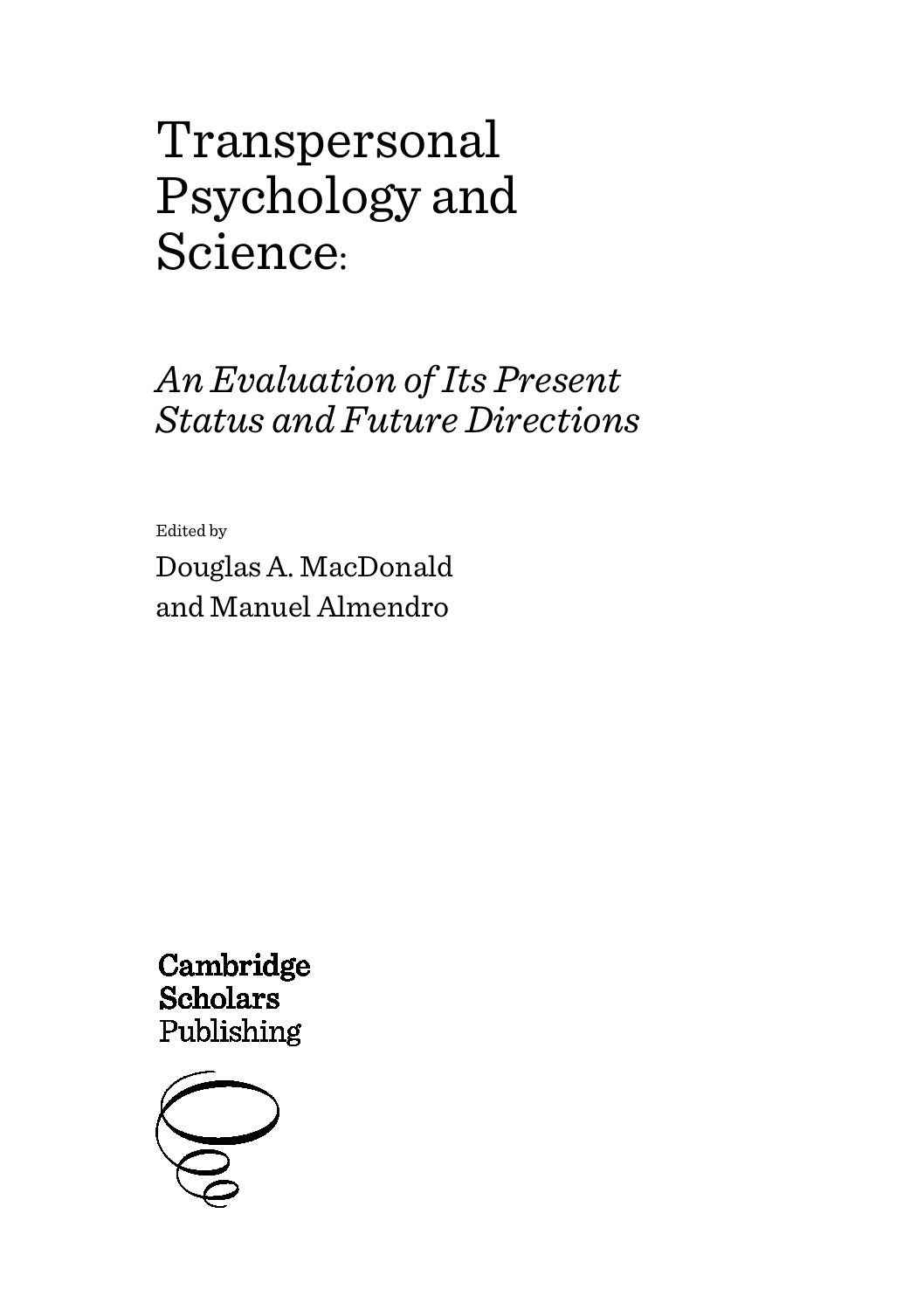# Transpersonal Psychology and Science:

## *An Evaluation of Its Present Status and Future Directions*

Edited by

Douglas A. MacDonald and Manuel Almendro

Cambridge Scholars Publishing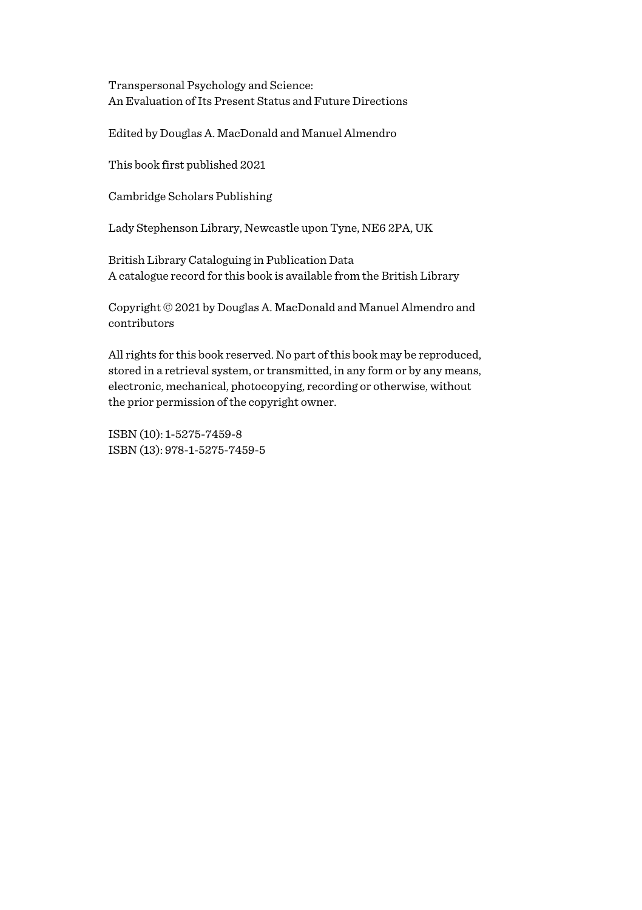Transpersonal Psychology and Science:
An Evaluation of Its Present Status and Future Directions

Edited by Douglas A. MacDonald and Manuel Almendro

This book first published 2021

Cambridge Scholars Publishing

Lady Stephenson Library, Newcastle upon Tyne, NE6 2PA, UK

British Library Cataloguing in Publication Data
A catalogue record for this book is available from the British Library

Copyright © 2021 by Douglas A. MacDonald and Manuel Almendro and contributors

All rights for this book reserved. No part of this book may be reproduced, stored in a retrieval system, or transmitted, in any form or by any means, electronic, mechanical, photocopying, recording or otherwise, without the prior permission of the copyright owner.

ISBN (10): 1-5275-7459-8
ISBN (13): 978-1-5275-7459-5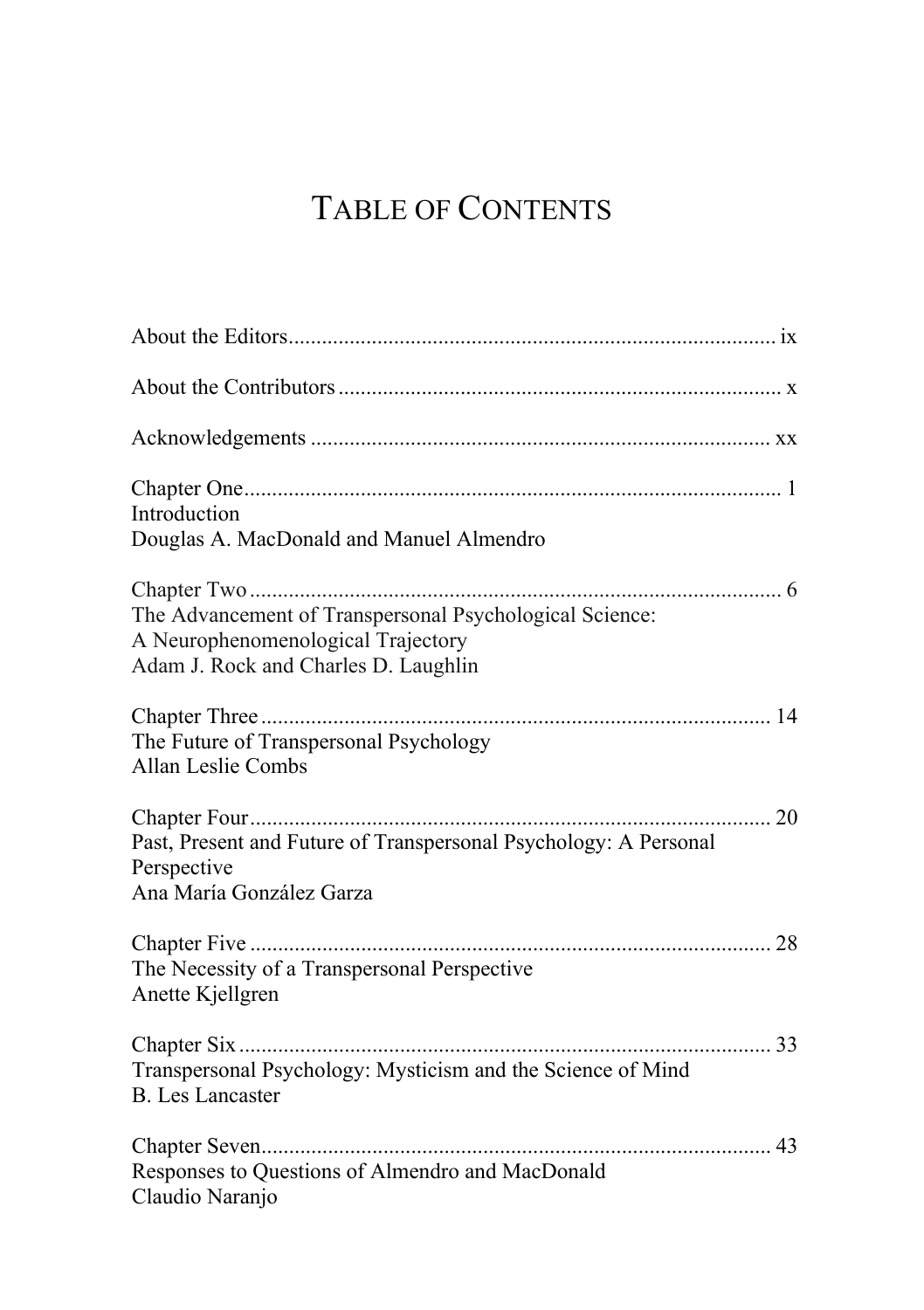# Table of Contents

About the Editors ........................................................................................ ix

About the Contributors ............................................................................... x

Acknowledgements .................................................................................. xx

Chapter One ................................................................................................ 1
Introduction
Douglas A. MacDonald and Manuel Almendro

Chapter Two ................................................................................................ 6
The Advancement of Transpersonal Psychological Science:
A Neurophenomenological Trajectory
Adam J. Rock and Charles D. Laughlin

Chapter Three ............................................................................................ 14
The Future of Transpersonal Psychology
Allan Leslie Combs

Chapter Four .............................................................................................. 20
Past, Present and Future of Transpersonal Psychology: A Personal Perspective
Ana María González Garza

Chapter Five .............................................................................................. 28
The Necessity of a Transpersonal Perspective
Anette Kjellgren

Chapter Six ................................................................................................ 33
Transpersonal Psychology: Mysticism and the Science of Mind
B. Les Lancaster

Chapter Seven ............................................................................................ 43
Responses to Questions of Almendro and MacDonald
Claudio Naranjo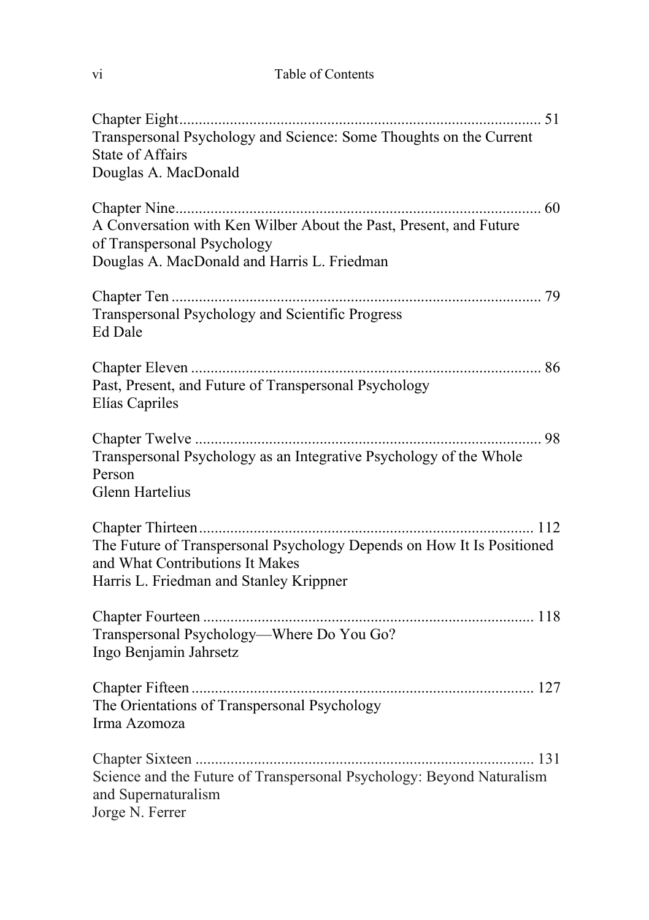Chapter Eight ........................................................................................... 51
Transpersonal Psychology and Science: Some Thoughts on the Current State of Affairs
Douglas A. MacDonald

Chapter Nine ........................................................................................... 60
A Conversation with Ken Wilber About the Past, Present, and Future of Transpersonal Psychology
Douglas A. MacDonald and Harris L. Friedman

Chapter Ten ............................................................................................. 79
Transpersonal Psychology and Scientific Progress
Ed Dale

Chapter Eleven ........................................................................................ 86
Past, Present, and Future of Transpersonal Psychology
Elías Capriles

Chapter Twelve ....................................................................................... 98
Transpersonal Psychology as an Integrative Psychology of the Whole Person
Glenn Hartelius

Chapter Thirteen .................................................................................... 112
The Future of Transpersonal Psychology Depends on How It Is Positioned and What Contributions It Makes
Harris L. Friedman and Stanley Krippner

Chapter Fourteen ................................................................................... 118
Transpersonal Psychology—Where Do You Go?
Ingo Benjamin Jahrsetz

Chapter Fifteen ...................................................................................... 127
The Orientations of Transpersonal Psychology
Irma Azomoza

Chapter Sixteen ..................................................................................... 131
Science and the Future of Transpersonal Psychology: Beyond Naturalism and Supernaturalism
Jorge N. Ferrer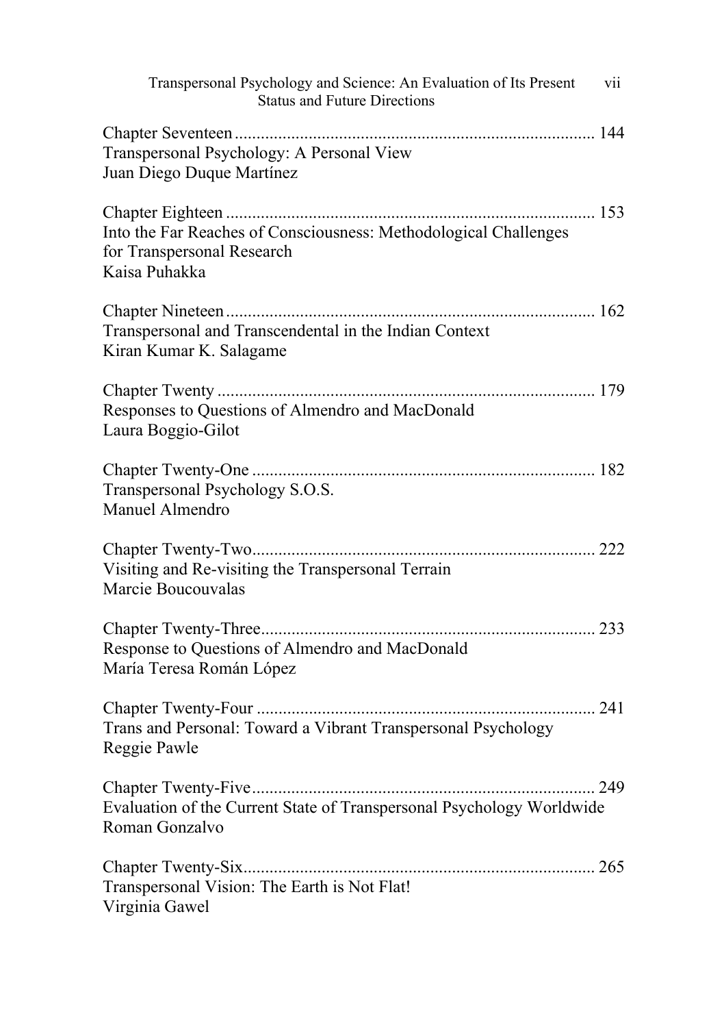Transpersonal Psychology and Science: An Evaluation of Its Present Status and Future Directions

Chapter Seventeen .................................................................................. 144
Transpersonal Psychology: A Personal View
Juan Diego Duque Martínez

Chapter Eighteen .................................................................................... 153
Into the Far Reaches of Consciousness: Methodological Challenges for Transpersonal Research
Kaisa Puhakka

Chapter Nineteen .................................................................................... 162
Transpersonal and Transcendental in the Indian Context
Kiran Kumar K. Salagame

Chapter Twenty ...................................................................................... 179
Responses to Questions of Almendro and MacDonald
Laura Boggio-Gilot

Chapter Twenty-One .............................................................................. 182
Transpersonal Psychology S.O.S.
Manuel Almendro

Chapter Twenty-Two.............................................................................. 222
Visiting and Re-visiting the Transpersonal Terrain
Marcie Boucouvalas

Chapter Twenty-Three............................................................................ 233
Response to Questions of Almendro and MacDonald
María Teresa Román López

Chapter Twenty-Four ............................................................................. 241
Trans and Personal: Toward a Vibrant Transpersonal Psychology
Reggie Pawle

Chapter Twenty-Five.............................................................................. 249
Evaluation of the Current State of Transpersonal Psychology Worldwide
Roman Gonzalvo

Chapter Twenty-Six................................................................................ 265
Transpersonal Vision: The Earth is Not Flat!
Virginia Gawel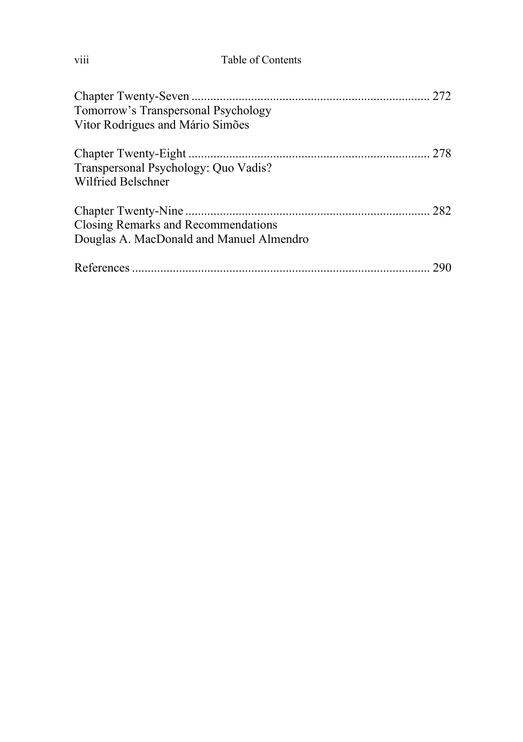Chapter Twenty-Seven ............................................................................ 272
Tomorrow's Transpersonal Psychology
Vitor Rodrigues and Mário Simões

Chapter Twenty-Eight ............................................................................ 278
Transpersonal Psychology: Quo Vadis?
Wilfried Belschner

Chapter Twenty-Nine ............................................................................. 282
Closing Remarks and Recommendations
Douglas A. MacDonald and Manuel Almendro

References .............................................................................................. 290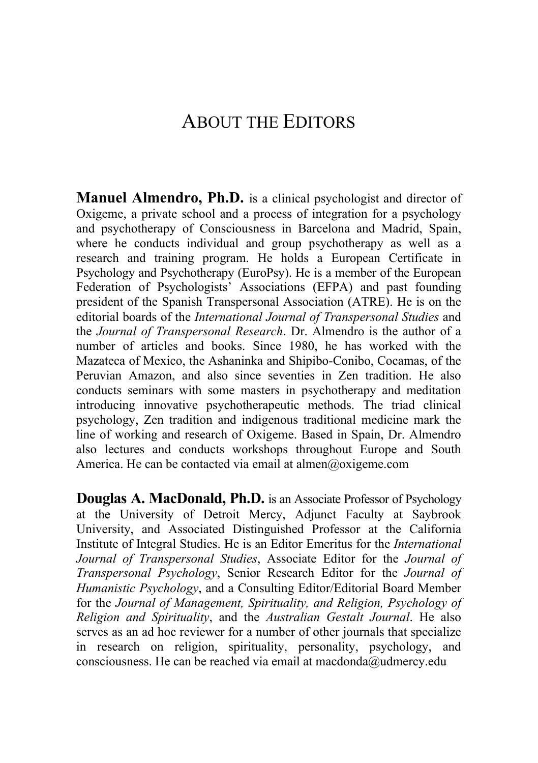# About the Editors

**Manuel Almendro, Ph.D.** is a clinical psychologist and director of Oxigeme, a private school and a process of integration for a psychology and psychotherapy of Consciousness in Barcelona and Madrid, Spain, where he conducts individual and group psychotherapy as well as a research and training program. He holds a European Certificate in Psychology and Psychotherapy (EuroPsy). He is a member of the European Federation of Psychologists' Associations (EFPA) and past founding president of the Spanish Transpersonal Association (ATRE). He is on the editorial boards of the *International Journal of Transpersonal Studies* and the *Journal of Transpersonal Research*. Dr. Almendro is the author of a number of articles and books. Since 1980, he has worked with the Mazateca of Mexico, the Ashaninka and Shipibo-Conibo, Cocamas, of the Peruvian Amazon, and also since seventies in Zen tradition. He also conducts seminars with some masters in psychotherapy and meditation introducing innovative psychotherapeutic methods. The triad clinical psychology, Zen tradition and indigenous traditional medicine mark the line of working and research of Oxigeme. Based in Spain, Dr. Almendro also lectures and conducts workshops throughout Europe and South America. He can be contacted via email at almen@oxigeme.com

**Douglas A. MacDonald, Ph.D.** is an Associate Professor of Psychology at the University of Detroit Mercy, Adjunct Faculty at Saybrook University, and Associated Distinguished Professor at the California Institute of Integral Studies. He is an Editor Emeritus for the *International Journal of Transpersonal Studies*, Associate Editor for the *Journal of Transpersonal Psychology*, Senior Research Editor for the *Journal of Humanistic Psychology*, and a Consulting Editor/Editorial Board Member for the *Journal of Management, Spirituality, and Religion, Psychology of Religion and Spirituality*, and the *Australian Gestalt Journal*. He also serves as an ad hoc reviewer for a number of other journals that specialize in research on religion, spirituality, personality, psychology, and consciousness. He can be reached via email at macdonda@udmercy.edu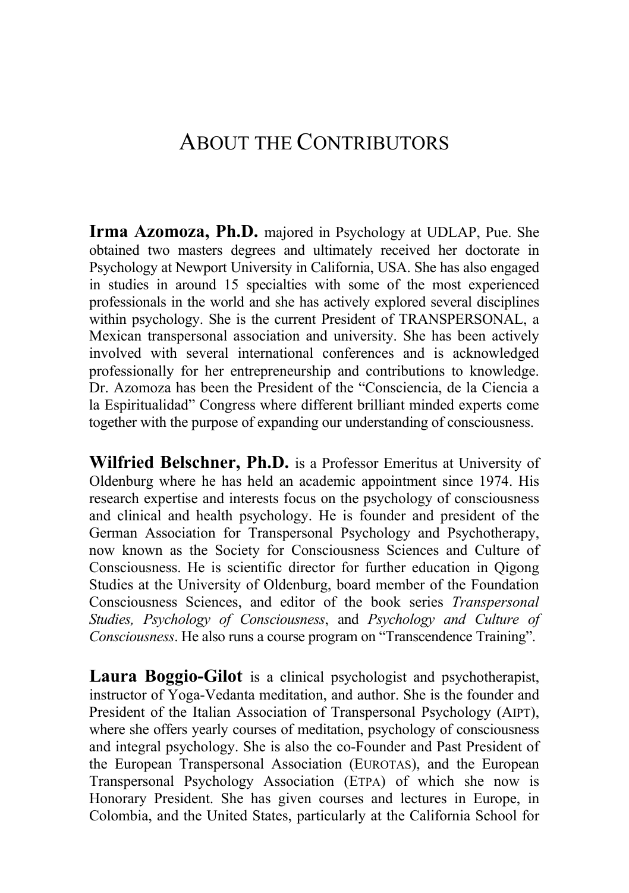# ABOUT THE CONTRIBUTORS

**Irma Azomoza, Ph.D.** majored in Psychology at UDLAP, Pue. She obtained two masters degrees and ultimately received her doctorate in Psychology at Newport University in California, USA. She has also engaged in studies in around 15 specialties with some of the most experienced professionals in the world and she has actively explored several disciplines within psychology. She is the current President of TRANSPERSONAL, a Mexican transpersonal association and university. She has been actively involved with several international conferences and is acknowledged professionally for her entrepreneurship and contributions to knowledge. Dr. Azomoza has been the President of the "Consciencia, de la Ciencia a la Espiritualidad" Congress where different brilliant minded experts come together with the purpose of expanding our understanding of consciousness.

**Wilfried Belschner, Ph.D.** is a Professor Emeritus at University of Oldenburg where he has held an academic appointment since 1974. His research expertise and interests focus on the psychology of consciousness and clinical and health psychology. He is founder and president of the German Association for Transpersonal Psychology and Psychotherapy, now known as the Society for Consciousness Sciences and Culture of Consciousness. He is scientific director for further education in Qigong Studies at the University of Oldenburg, board member of the Foundation Consciousness Sciences, and editor of the book series *Transpersonal Studies, Psychology of Consciousness*, and *Psychology and Culture of Consciousness*. He also runs a course program on "Transcendence Training".

**Laura Boggio-Gilot** is a clinical psychologist and psychotherapist, instructor of Yoga-Vedanta meditation, and author. She is the founder and President of the Italian Association of Transpersonal Psychology (AIPT), where she offers yearly courses of meditation, psychology of consciousness and integral psychology. She is also the co-Founder and Past President of the European Transpersonal Association (EUROTAS), and the European Transpersonal Psychology Association (ETPA) of which she now is Honorary President. She has given courses and lectures in Europe, in Colombia, and the United States, particularly at the California School for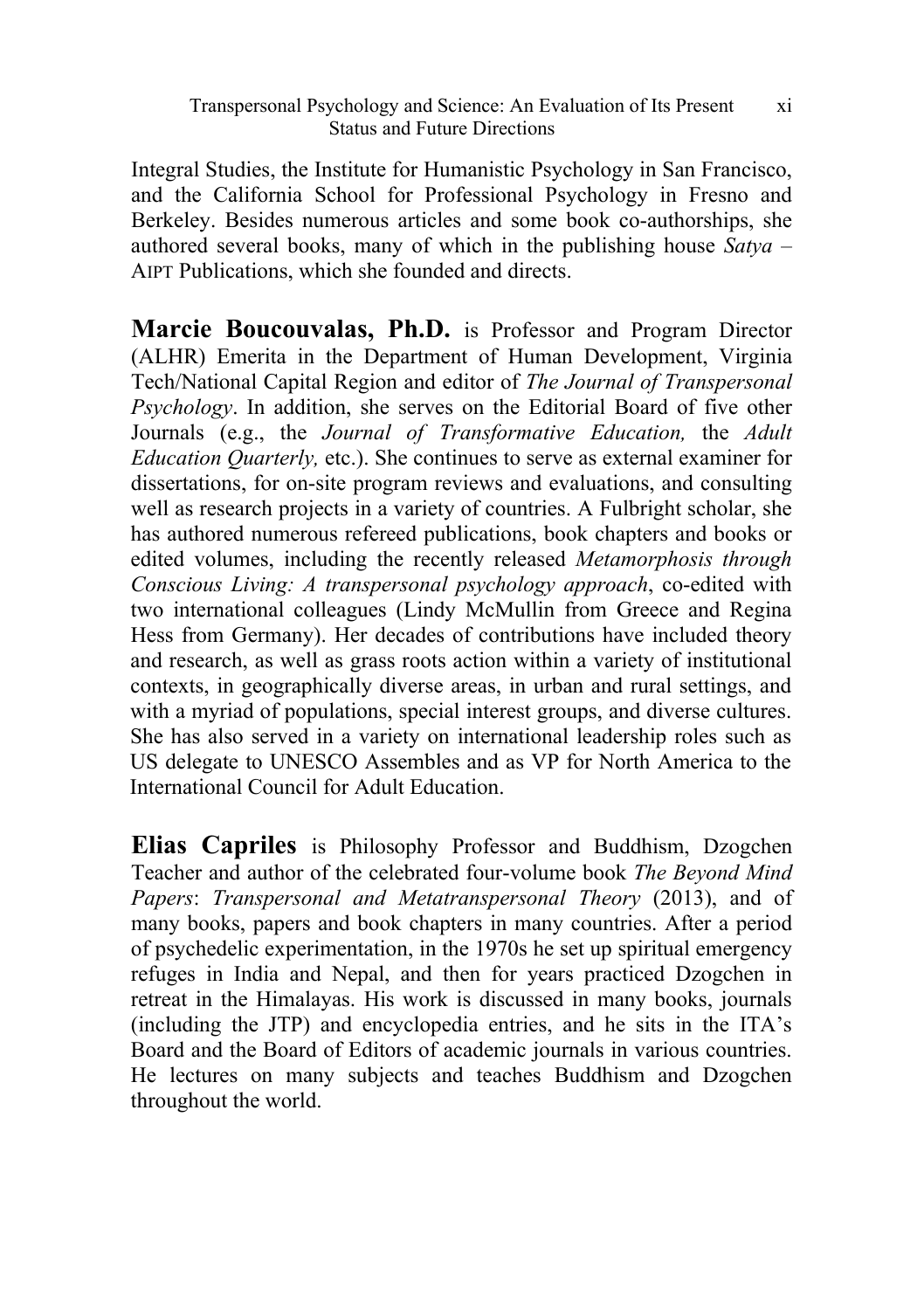Integral Studies, the Institute for Humanistic Psychology in San Francisco, and the California School for Professional Psychology in Fresno and Berkeley. Besides numerous articles and some book co-authorships, she authored several books, many of which in the publishing house *Satya* – AIPT Publications, which she founded and directs.

**Marcie Boucouvalas, Ph.D.** is Professor and Program Director (ALHR) Emerita in the Department of Human Development, Virginia Tech/National Capital Region and editor of *The Journal of Transpersonal Psychology*. In addition, she serves on the Editorial Board of five other Journals (e.g., the *Journal of Transformative Education,* the *Adult Education Quarterly,* etc.). She continues to serve as external examiner for dissertations, for on-site program reviews and evaluations, and consulting well as research projects in a variety of countries. A Fulbright scholar, she has authored numerous refereed publications, book chapters and books or edited volumes, including the recently released *Metamorphosis through Conscious Living: A transpersonal psychology approach*, co-edited with two international colleagues (Lindy McMullin from Greece and Regina Hess from Germany). Her decades of contributions have included theory and research, as well as grass roots action within a variety of institutional contexts, in geographically diverse areas, in urban and rural settings, and with a myriad of populations, special interest groups, and diverse cultures. She has also served in a variety on international leadership roles such as US delegate to UNESCO Assembles and as VP for North America to the International Council for Adult Education.

**Elias Capriles** is Philosophy Professor and Buddhism, Dzogchen Teacher and author of the celebrated four-volume book *The Beyond Mind Papers*: *Transpersonal and Metatranspersonal Theory* (2013), and of many books, papers and book chapters in many countries. After a period of psychedelic experimentation, in the 1970s he set up spiritual emergency refuges in India and Nepal, and then for years practiced Dzogchen in retreat in the Himalayas. His work is discussed in many books, journals (including the JTP) and encyclopedia entries, and he sits in the ITA's Board and the Board of Editors of academic journals in various countries. He lectures on many subjects and teaches Buddhism and Dzogchen throughout the world.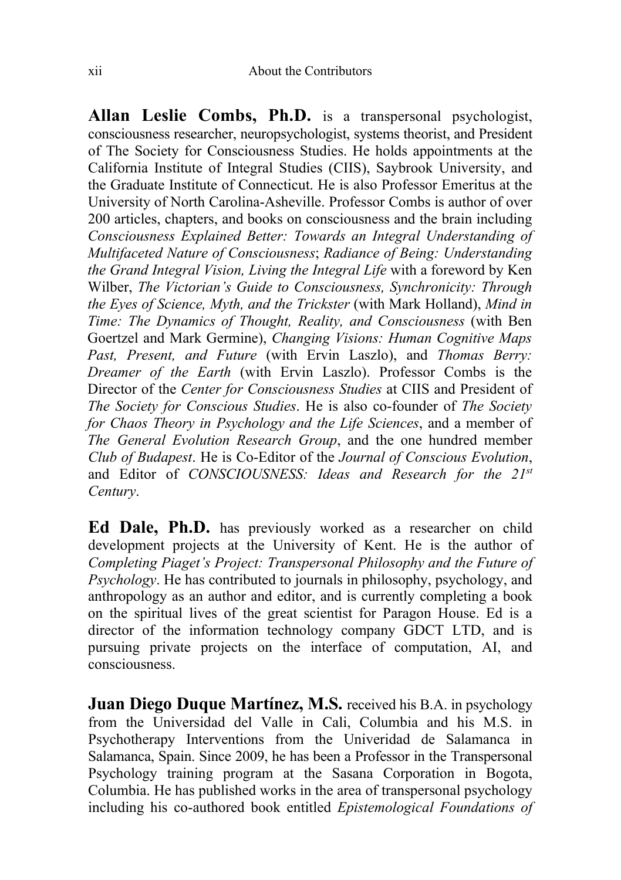**Allan Leslie Combs, Ph.D.** is a transpersonal psychologist, consciousness researcher, neuropsychologist, systems theorist, and President of The Society for Consciousness Studies. He holds appointments at the California Institute of Integral Studies (CIIS), Saybrook University, and the Graduate Institute of Connecticut. He is also Professor Emeritus at the University of North Carolina-Asheville. Professor Combs is author of over 200 articles, chapters, and books on consciousness and the brain including *Consciousness Explained Better: Towards an Integral Understanding of Multifaceted Nature of Consciousness*; *Radiance of Being: Understanding the Grand Integral Vision, Living the Integral Life* with a foreword by Ken Wilber, *The Victorian's Guide to Consciousness, Synchronicity: Through the Eyes of Science, Myth, and the Trickster* (with Mark Holland), *Mind in Time: The Dynamics of Thought, Reality, and Consciousness* (with Ben Goertzel and Mark Germine), *Changing Visions: Human Cognitive Maps Past, Present, and Future* (with Ervin Laszlo), and *Thomas Berry: Dreamer of the Earth* (with Ervin Laszlo). Professor Combs is the Director of the *Center for Consciousness Studies* at CIIS and President of *The Society for Conscious Studies*. He is also co-founder of *The Society for Chaos Theory in Psychology and the Life Sciences*, and a member of *The General Evolution Research Group*, and the one hundred member *Club of Budapest*. He is Co-Editor of the *Journal of Conscious Evolution*, and Editor of *CONSCIOUSNESS: Ideas and Research for the 21st Century*.

**Ed Dale, Ph.D.** has previously worked as a researcher on child development projects at the University of Kent. He is the author of *Completing Piaget's Project: Transpersonal Philosophy and the Future of Psychology*. He has contributed to journals in philosophy, psychology, and anthropology as an author and editor, and is currently completing a book on the spiritual lives of the great scientist for Paragon House. Ed is a director of the information technology company GDCT LTD, and is pursuing private projects on the interface of computation, AI, and consciousness.

**Juan Diego Duque Martínez, M.S.** received his B.A. in psychology from the Universidad del Valle in Cali, Columbia and his M.S. in Psychotherapy Interventions from the Univeridad de Salamanca in Salamanca, Spain. Since 2009, he has been a Professor in the Transpersonal Psychology training program at the Sasana Corporation in Bogota, Columbia. He has published works in the area of transpersonal psychology including his co-authored book entitled *Epistemological Foundations of*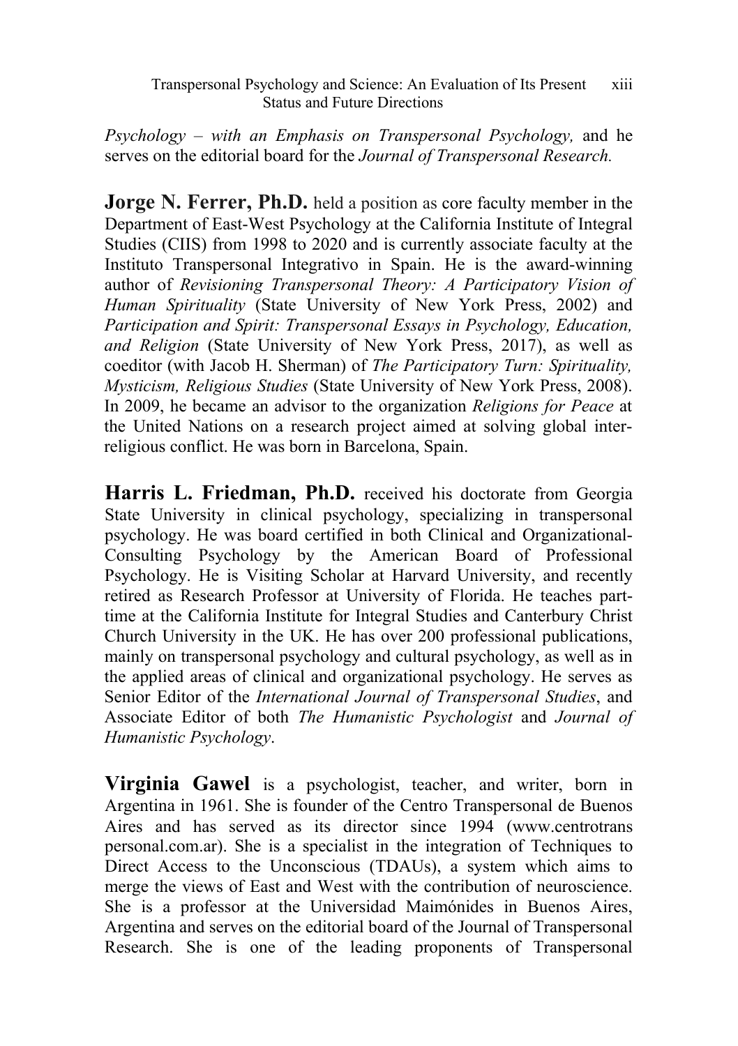*Psychology – with an Emphasis on Transpersonal Psychology,* and he serves on the editorial board for the *Journal of Transpersonal Research.*

**Jorge N. Ferrer, Ph.D.** held a position as core faculty member in the Department of East-West Psychology at the California Institute of Integral Studies (CIIS) from 1998 to 2020 and is currently associate faculty at the Instituto Transpersonal Integrativo in Spain. He is the award-winning author of *Revisioning Transpersonal Theory: A Participatory Vision of Human Spirituality* (State University of New York Press, 2002) and *Participation and Spirit: Transpersonal Essays in Psychology, Education, and Religion* (State University of New York Press, 2017), as well as coeditor (with Jacob H. Sherman) of *The Participatory Turn: Spirituality, Mysticism, Religious Studies* (State University of New York Press, 2008). In 2009, he became an advisor to the organization *Religions for Peace* at the United Nations on a research project aimed at solving global inter-religious conflict. He was born in Barcelona, Spain.

**Harris L. Friedman, Ph.D.** received his doctorate from Georgia State University in clinical psychology, specializing in transpersonal psychology. He was board certified in both Clinical and Organizational-Consulting Psychology by the American Board of Professional Psychology. He is Visiting Scholar at Harvard University, and recently retired as Research Professor at University of Florida. He teaches part-time at the California Institute for Integral Studies and Canterbury Christ Church University in the UK. He has over 200 professional publications, mainly on transpersonal psychology and cultural psychology, as well as in the applied areas of clinical and organizational psychology. He serves as Senior Editor of the *International Journal of Transpersonal Studies*, and Associate Editor of both *The Humanistic Psychologist* and *Journal of Humanistic Psychology*.

**Virginia Gawel** is a psychologist, teacher, and writer, born in Argentina in 1961. She is founder of the Centro Transpersonal de Buenos Aires and has served as its director since 1994 (www.centrotranspersonal.com.ar). She is a specialist in the integration of Techniques to Direct Access to the Unconscious (TDAUs), a system which aims to merge the views of East and West with the contribution of neuroscience. She is a professor at the Universidad Maimónides in Buenos Aires, Argentina and serves on the editorial board of the Journal of Transpersonal Research. She is one of the leading proponents of Transpersonal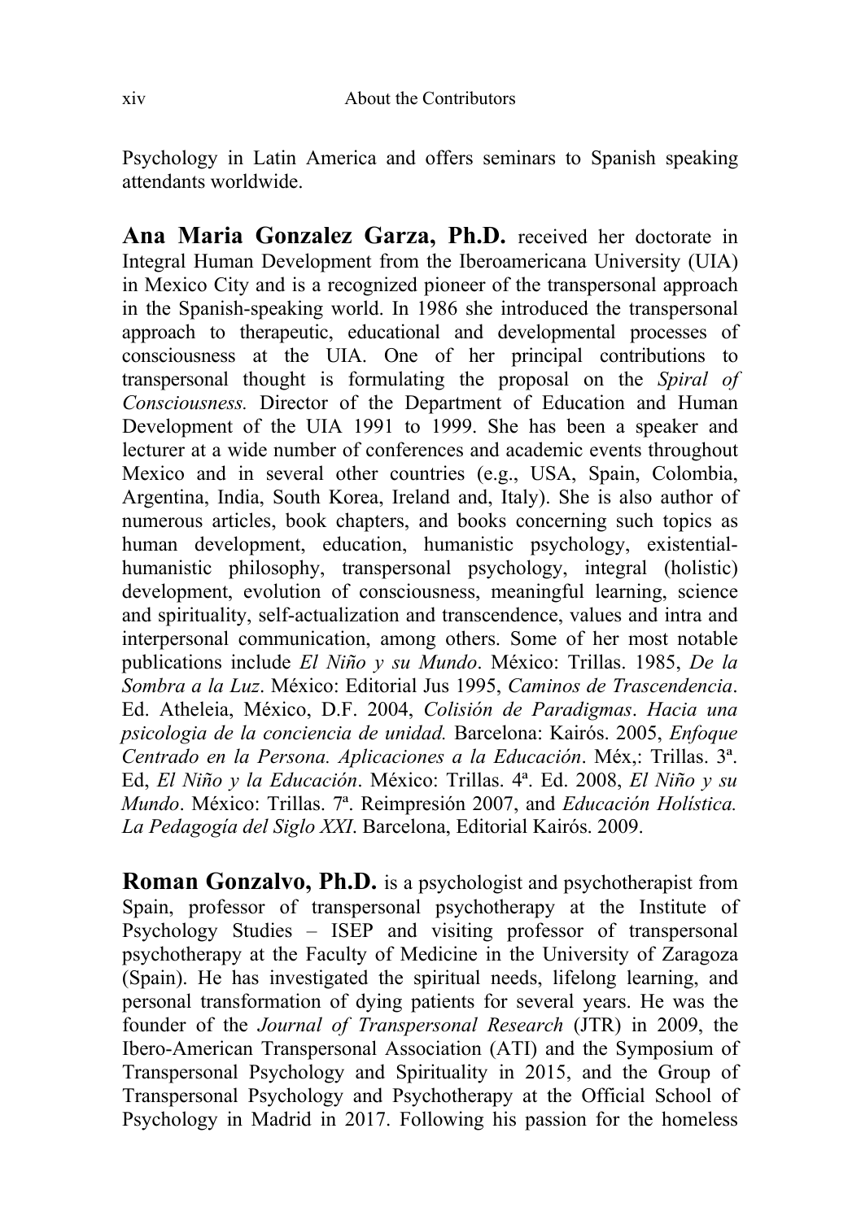Psychology in Latin America and offers seminars to Spanish speaking attendants worldwide.

**Ana Maria Gonzalez Garza, Ph.D.** received her doctorate in Integral Human Development from the Iberoamericana University (UIA) in Mexico City and is a recognized pioneer of the transpersonal approach in the Spanish-speaking world. In 1986 she introduced the transpersonal approach to therapeutic, educational and developmental processes of consciousness at the UIA. One of her principal contributions to transpersonal thought is formulating the proposal on the *Spiral of Consciousness.* Director of the Department of Education and Human Development of the UIA 1991 to 1999. She has been a speaker and lecturer at a wide number of conferences and academic events throughout Mexico and in several other countries (e.g., USA, Spain, Colombia, Argentina, India, South Korea, Ireland and, Italy). She is also author of numerous articles, book chapters, and books concerning such topics as human development, education, humanistic psychology, existential-humanistic philosophy, transpersonal psychology, integral (holistic) development, evolution of consciousness, meaningful learning, science and spirituality, self-actualization and transcendence, values and intra and interpersonal communication, among others. Some of her most notable publications include *El Niño y su Mundo*. México: Trillas. 1985, *De la Sombra a la Luz*. México: Editorial Jus 1995, *Caminos de Trascendencia*. Ed. Atheleia, México, D.F. 2004, *Colisión de Paradigmas*. *Hacia una psicologia de la conciencia de unidad.* Barcelona: Kairós. 2005, *Enfoque Centrado en la Persona. Aplicaciones a la Educación*. Méx,: Trillas. 3ª. Ed, *El Niño y la Educación*. México: Trillas. 4ª. Ed. 2008, *El Niño y su Mundo*. México: Trillas. 7ª. Reimpresión 2007, and *Educación Holística. La Pedagogía del Siglo XXI*. Barcelona, Editorial Kairós. 2009.

**Roman Gonzalvo, Ph.D.** is a psychologist and psychotherapist from Spain, professor of transpersonal psychotherapy at the Institute of Psychology Studies – ISEP and visiting professor of transpersonal psychotherapy at the Faculty of Medicine in the University of Zaragoza (Spain). He has investigated the spiritual needs, lifelong learning, and personal transformation of dying patients for several years. He was the founder of the *Journal of Transpersonal Research* (JTR) in 2009, the Ibero-American Transpersonal Association (ATI) and the Symposium of Transpersonal Psychology and Spirituality in 2015, and the Group of Transpersonal Psychology and Psychotherapy at the Official School of Psychology in Madrid in 2017. Following his passion for the homeless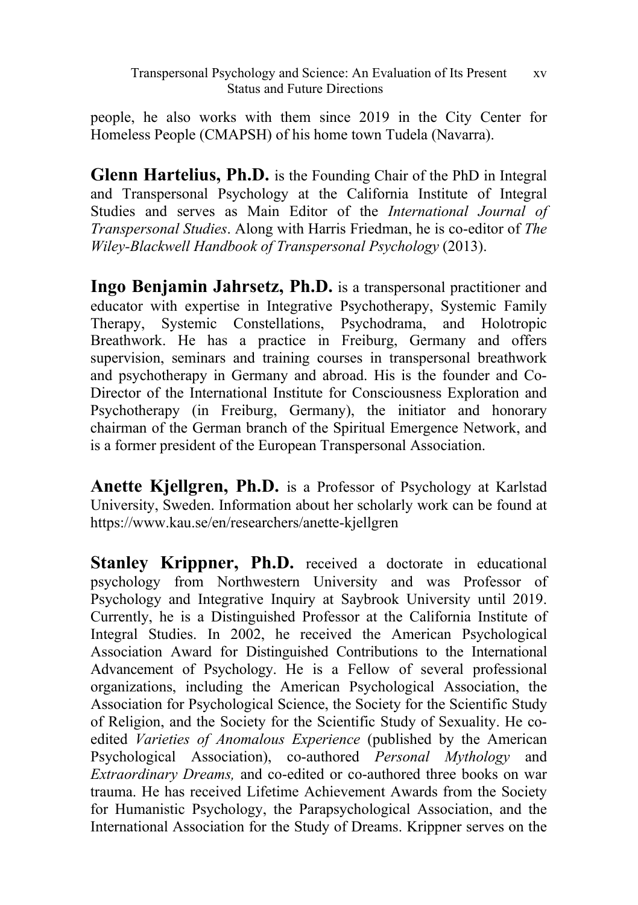people, he also works with them since 2019 in the City Center for Homeless People (CMAPSH) of his home town Tudela (Navarra).

**Glenn Hartelius, Ph.D.** is the Founding Chair of the PhD in Integral and Transpersonal Psychology at the California Institute of Integral Studies and serves as Main Editor of the *International Journal of Transpersonal Studies*. Along with Harris Friedman, he is co-editor of *The Wiley-Blackwell Handbook of Transpersonal Psychology* (2013).

**Ingo Benjamin Jahrsetz, Ph.D.** is a transpersonal practitioner and educator with expertise in Integrative Psychotherapy, Systemic Family Therapy, Systemic Constellations, Psychodrama, and Holotropic Breathwork. He has a practice in Freiburg, Germany and offers supervision, seminars and training courses in transpersonal breathwork and psychotherapy in Germany and abroad. His is the founder and Co-Director of the International Institute for Consciousness Exploration and Psychotherapy (in Freiburg, Germany), the initiator and honorary chairman of the German branch of the Spiritual Emergence Network, and is a former president of the European Transpersonal Association.

**Anette Kjellgren, Ph.D.** is a Professor of Psychology at Karlstad University, Sweden. Information about her scholarly work can be found at https://www.kau.se/en/researchers/anette-kjellgren

**Stanley Krippner, Ph.D.** received a doctorate in educational psychology from Northwestern University and was Professor of Psychology and Integrative Inquiry at Saybrook University until 2019. Currently, he is a Distinguished Professor at the California Institute of Integral Studies. In 2002, he received the American Psychological Association Award for Distinguished Contributions to the International Advancement of Psychology. He is a Fellow of several professional organizations, including the American Psychological Association, the Association for Psychological Science, the Society for the Scientific Study of Religion, and the Society for the Scientific Study of Sexuality. He co-edited *Varieties of Anomalous Experience* (published by the American Psychological Association), co-authored *Personal Mythology* and *Extraordinary Dreams,* and co-edited or co-authored three books on war trauma. He has received Lifetime Achievement Awards from the Society for Humanistic Psychology, the Parapsychological Association, and the International Association for the Study of Dreams. Krippner serves on the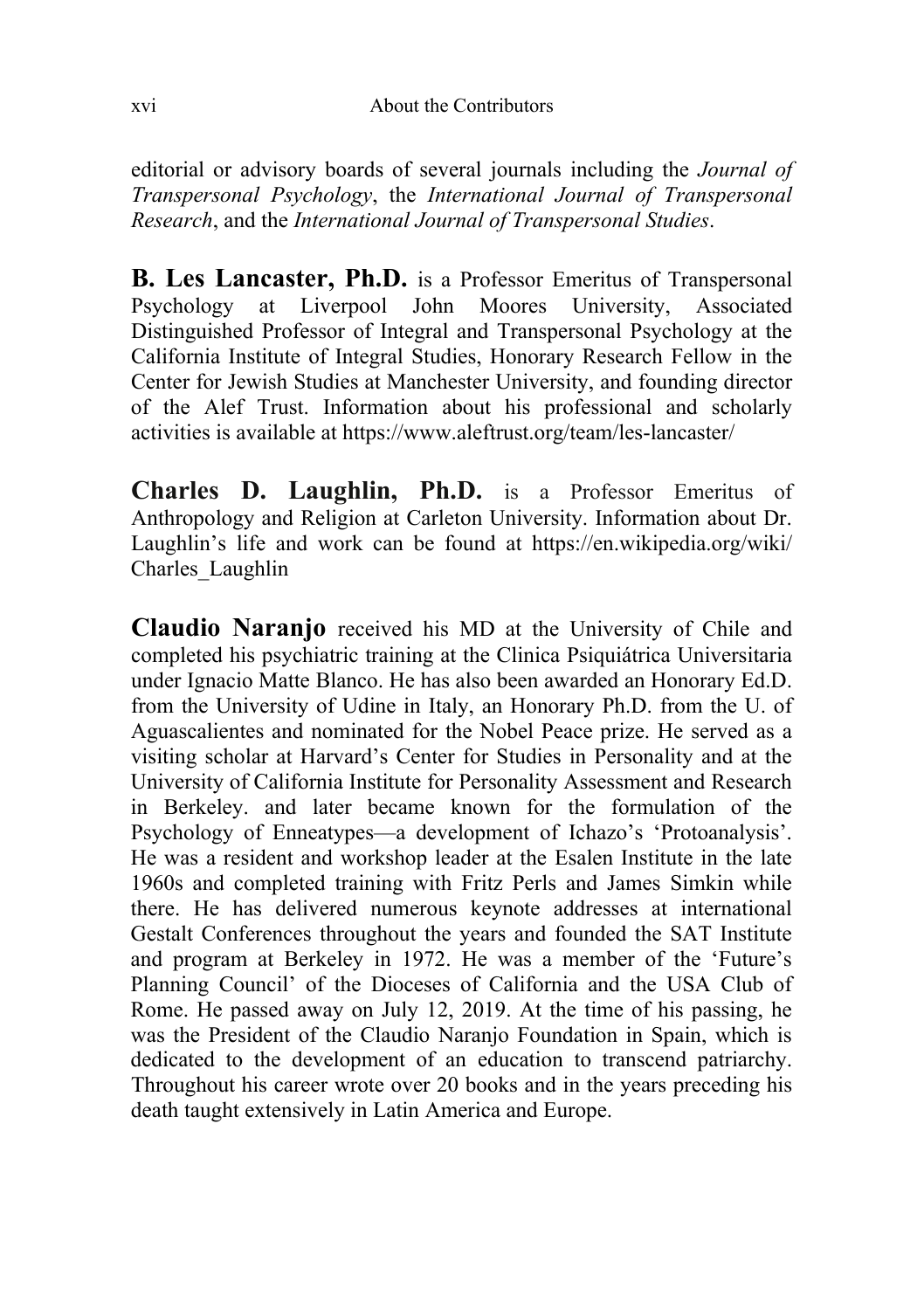editorial or advisory boards of several journals including the *Journal of Transpersonal Psychology*, the *International Journal of Transpersonal Research*, and the *International Journal of Transpersonal Studies*.

**B. Les Lancaster, Ph.D.** is a Professor Emeritus of Transpersonal Psychology at Liverpool John Moores University, Associated Distinguished Professor of Integral and Transpersonal Psychology at the California Institute of Integral Studies, Honorary Research Fellow in the Center for Jewish Studies at Manchester University, and founding director of the Alef Trust. Information about his professional and scholarly activities is available at https://www.aleftrust.org/team/les-lancaster/

**Charles D. Laughlin, Ph.D.** is a Professor Emeritus of Anthropology and Religion at Carleton University. Information about Dr. Laughlin's life and work can be found at https://en.wikipedia.org/wiki/Charles_Laughlin

**Claudio Naranjo** received his MD at the University of Chile and completed his psychiatric training at the Clinica Psiquiátrica Universitaria under Ignacio Matte Blanco. He has also been awarded an Honorary Ed.D. from the University of Udine in Italy, an Honorary Ph.D. from the U. of Aguascalientes and nominated for the Nobel Peace prize. He served as a visiting scholar at Harvard's Center for Studies in Personality and at the University of California Institute for Personality Assessment and Research in Berkeley. and later became known for the formulation of the Psychology of Enneatypes—a development of Ichazo's 'Protoanalysis'. He was a resident and workshop leader at the Esalen Institute in the late 1960s and completed training with Fritz Perls and James Simkin while there. He has delivered numerous keynote addresses at international Gestalt Conferences throughout the years and founded the SAT Institute and program at Berkeley in 1972. He was a member of the 'Future's Planning Council' of the Dioceses of California and the USA Club of Rome. He passed away on July 12, 2019. At the time of his passing, he was the President of the Claudio Naranjo Foundation in Spain, which is dedicated to the development of an education to transcend patriarchy. Throughout his career wrote over 20 books and in the years preceding his death taught extensively in Latin America and Europe.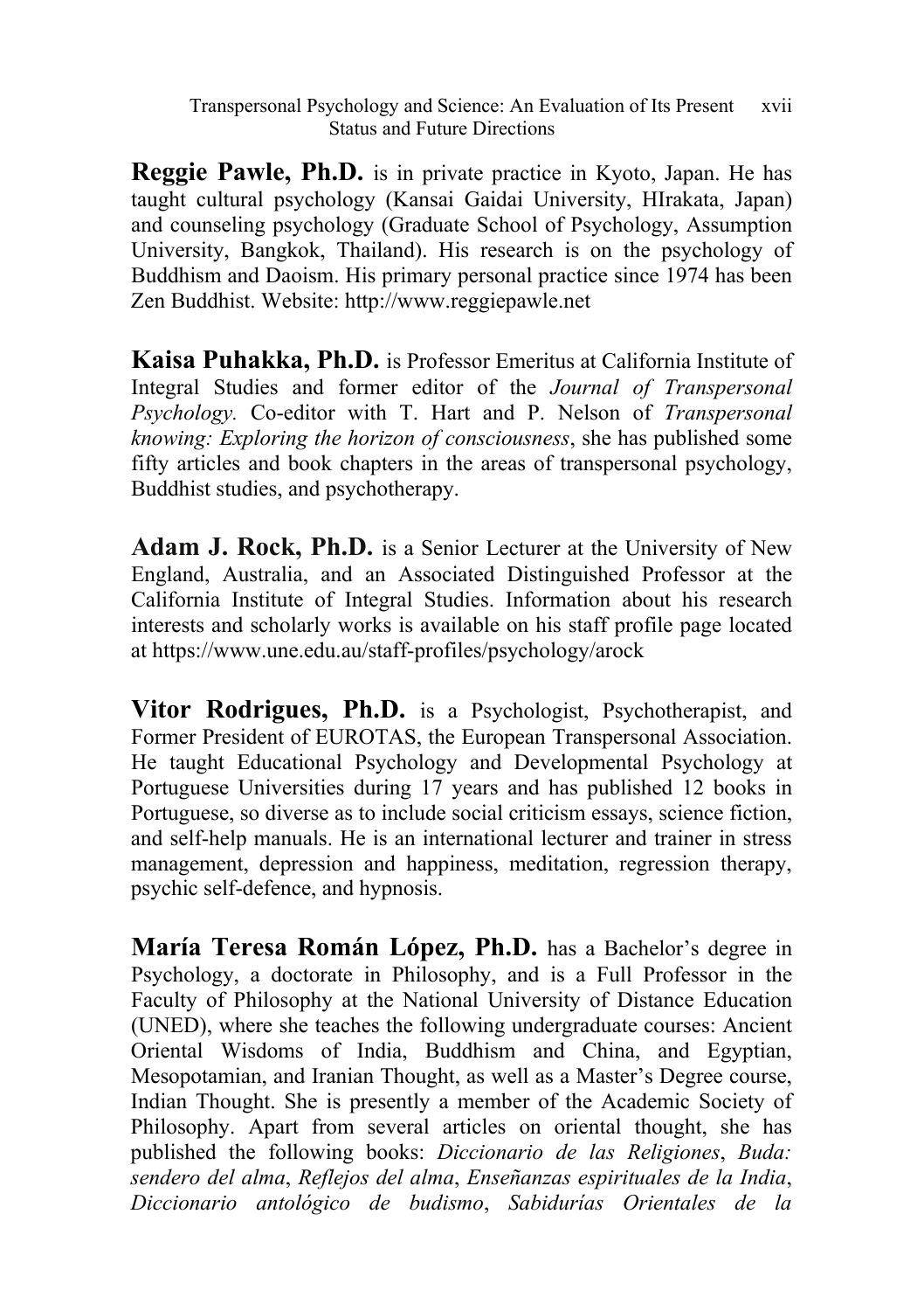**Reggie Pawle, Ph.D.** is in private practice in Kyoto, Japan. He has taught cultural psychology (Kansai Gaidai University, HIrakata, Japan) and counseling psychology (Graduate School of Psychology, Assumption University, Bangkok, Thailand). His research is on the psychology of Buddhism and Daoism. His primary personal practice since 1974 has been Zen Buddhist. Website: http://www.reggiepawle.net

**Kaisa Puhakka, Ph.D.** is Professor Emeritus at California Institute of Integral Studies and former editor of the *Journal of Transpersonal Psychology.* Co-editor with T. Hart and P. Nelson of *Transpersonal knowing: Exploring the horizon of consciousness*, she has published some fifty articles and book chapters in the areas of transpersonal psychology, Buddhist studies, and psychotherapy.

**Adam J. Rock, Ph.D.** is a Senior Lecturer at the University of New England, Australia, and an Associated Distinguished Professor at the California Institute of Integral Studies. Information about his research interests and scholarly works is available on his staff profile page located at https://www.une.edu.au/staff-profiles/psychology/arock

**Vitor Rodrigues, Ph.D.** is a Psychologist, Psychotherapist, and Former President of EUROTAS, the European Transpersonal Association. He taught Educational Psychology and Developmental Psychology at Portuguese Universities during 17 years and has published 12 books in Portuguese, so diverse as to include social criticism essays, science fiction, and self-help manuals. He is an international lecturer and trainer in stress management, depression and happiness, meditation, regression therapy, psychic self-defence, and hypnosis.

**María Teresa Román López, Ph.D.** has a Bachelor's degree in Psychology, a doctorate in Philosophy, and is a Full Professor in the Faculty of Philosophy at the National University of Distance Education (UNED), where she teaches the following undergraduate courses: Ancient Oriental Wisdoms of India, Buddhism and China, and Egyptian, Mesopotamian, and Iranian Thought, as well as a Master's Degree course, Indian Thought. She is presently a member of the Academic Society of Philosophy. Apart from several articles on oriental thought, she has published the following books: *Diccionario de las Religiones*, *Buda: sendero del alma*, *Reflejos del alma*, *Enseñanzas espirituales de la India*, *Diccionario antológico de budismo*, *Sabidurías Orientales de la*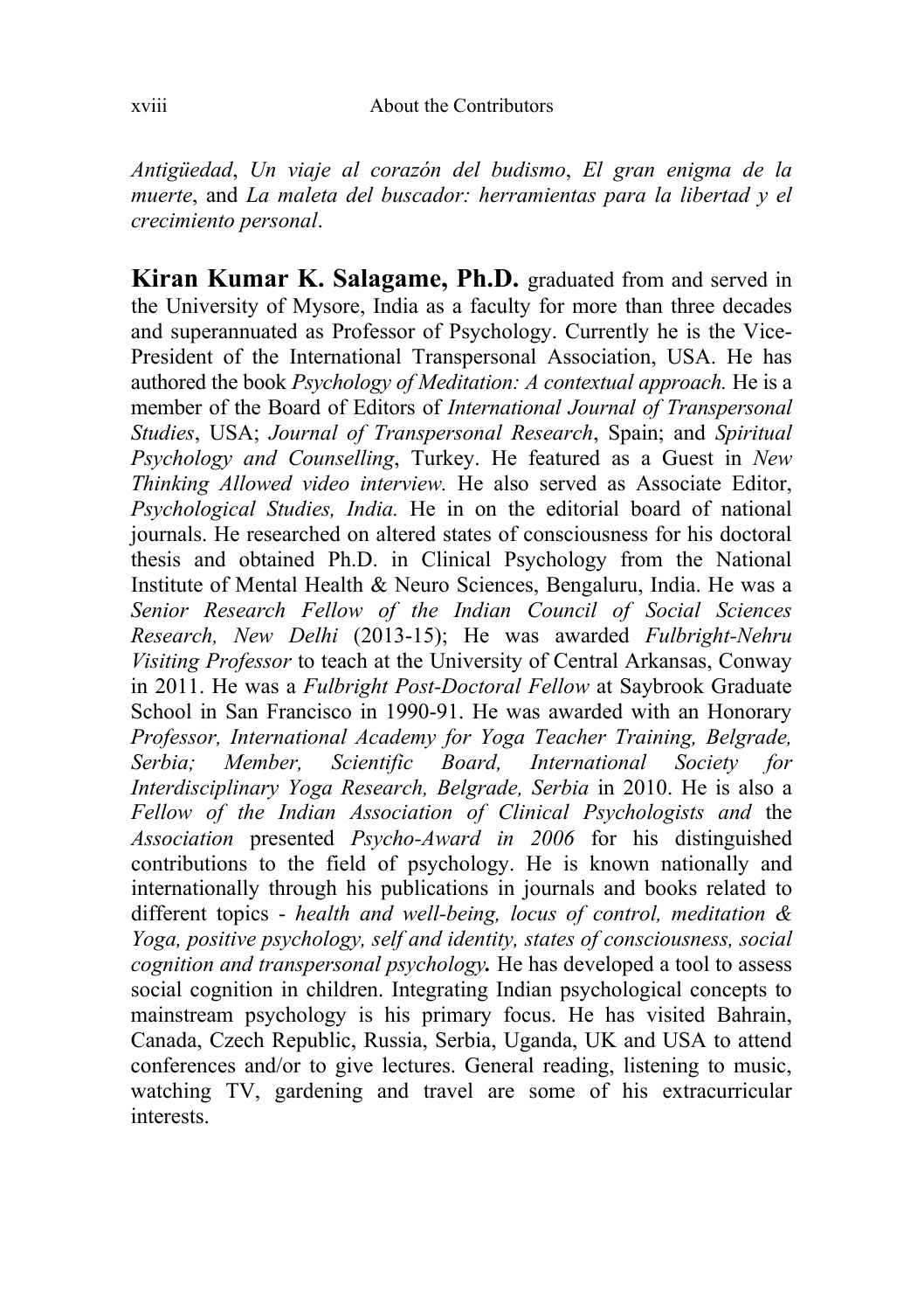*Antigüedad*, *Un viaje al corazón del budismo*, *El gran enigma de la muerte*, and *La maleta del buscador: herramientas para la libertad y el crecimiento personal*.

**Kiran Kumar K. Salagame, Ph.D.** graduated from and served in the University of Mysore, India as a faculty for more than three decades and superannuated as Professor of Psychology. Currently he is the Vice-President of the International Transpersonal Association, USA. He has authored the book *Psychology of Meditation: A contextual approach.* He is a member of the Board of Editors of *International Journal of Transpersonal Studies*, USA; *Journal of Transpersonal Research*, Spain; and *Spiritual Psychology and Counselling*, Turkey. He featured as a Guest in *New Thinking Allowed video interview.* He also served as Associate Editor, *Psychological Studies, India.* He in on the editorial board of national journals. He researched on altered states of consciousness for his doctoral thesis and obtained Ph.D. in Clinical Psychology from the National Institute of Mental Health & Neuro Sciences, Bengaluru, India. He was a *Senior Research Fellow of the Indian Council of Social Sciences Research, New Delhi* (2013-15); He was awarded *Fulbright-Nehru Visiting Professor* to teach at the University of Central Arkansas, Conway in 2011. He was a *Fulbright Post-Doctoral Fellow* at Saybrook Graduate School in San Francisco in 1990-91. He was awarded with an Honorary *Professor, International Academy for Yoga Teacher Training, Belgrade, Serbia; Member, Scientific Board, International Society for Interdisciplinary Yoga Research, Belgrade, Serbia* in 2010. He is also a *Fellow of the Indian Association of Clinical Psychologists and* the *Association* presented *Psycho-Award in 2006* for his distinguished contributions to the field of psychology. He is known nationally and internationally through his publications in journals and books related to different topics - *health and well-being, locus of control, meditation & Yoga, positive psychology, self and identity, states of consciousness, social cognition and transpersonal psychology***.** He has developed a tool to assess social cognition in children. Integrating Indian psychological concepts to mainstream psychology is his primary focus. He has visited Bahrain, Canada, Czech Republic, Russia, Serbia, Uganda, UK and USA to attend conferences and/or to give lectures. General reading, listening to music, watching TV, gardening and travel are some of his extracurricular interests.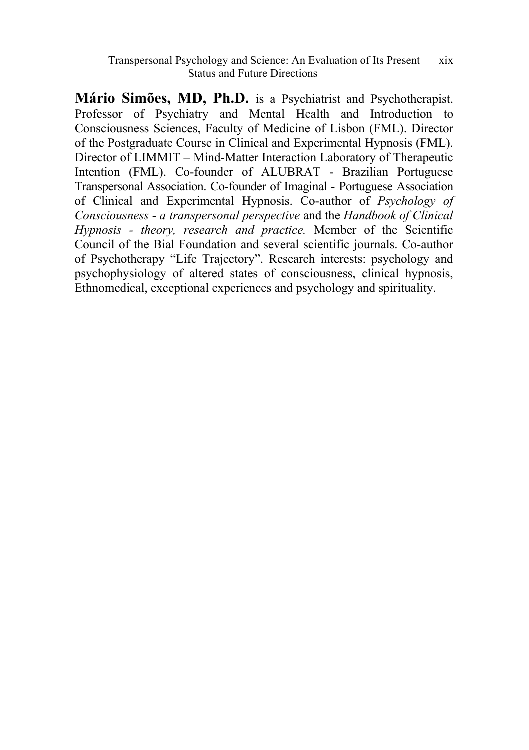**Mário Simões, MD, Ph.D.** is a Psychiatrist and Psychotherapist. Professor of Psychiatry and Mental Health and Introduction to Consciousness Sciences, Faculty of Medicine of Lisbon (FML). Director of the Postgraduate Course in Clinical and Experimental Hypnosis (FML). Director of LIMMIT – Mind-Matter Interaction Laboratory of Therapeutic Intention (FML). Co-founder of ALUBRAT - Brazilian Portuguese Transpersonal Association. Co-founder of Imaginal - Portuguese Association of Clinical and Experimental Hypnosis. Co-author of *Psychology of Consciousness - a transpersonal perspective* and the *Handbook of Clinical Hypnosis - theory, research and practice.* Member of the Scientific Council of the Bial Foundation and several scientific journals. Co-author of Psychotherapy "Life Trajectory". Research interests: psychology and psychophysiology of altered states of consciousness, clinical hypnosis, Ethnomedical, exceptional experiences and psychology and spirituality.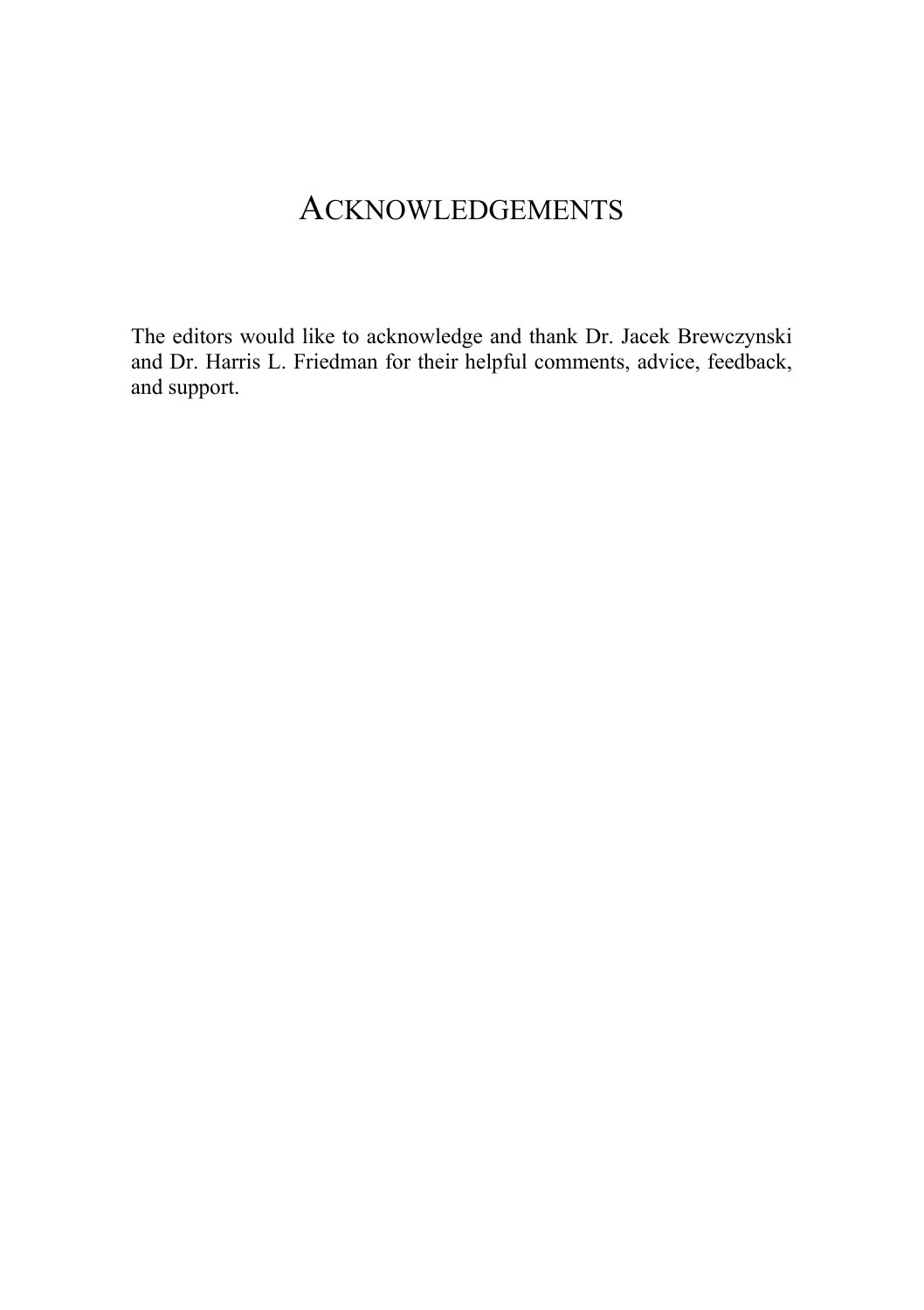# ACKNOWLEDGEMENTS

The editors would like to acknowledge and thank Dr. Jacek Brewczynski and Dr. Harris L. Friedman for their helpful comments, advice, feedback, and support.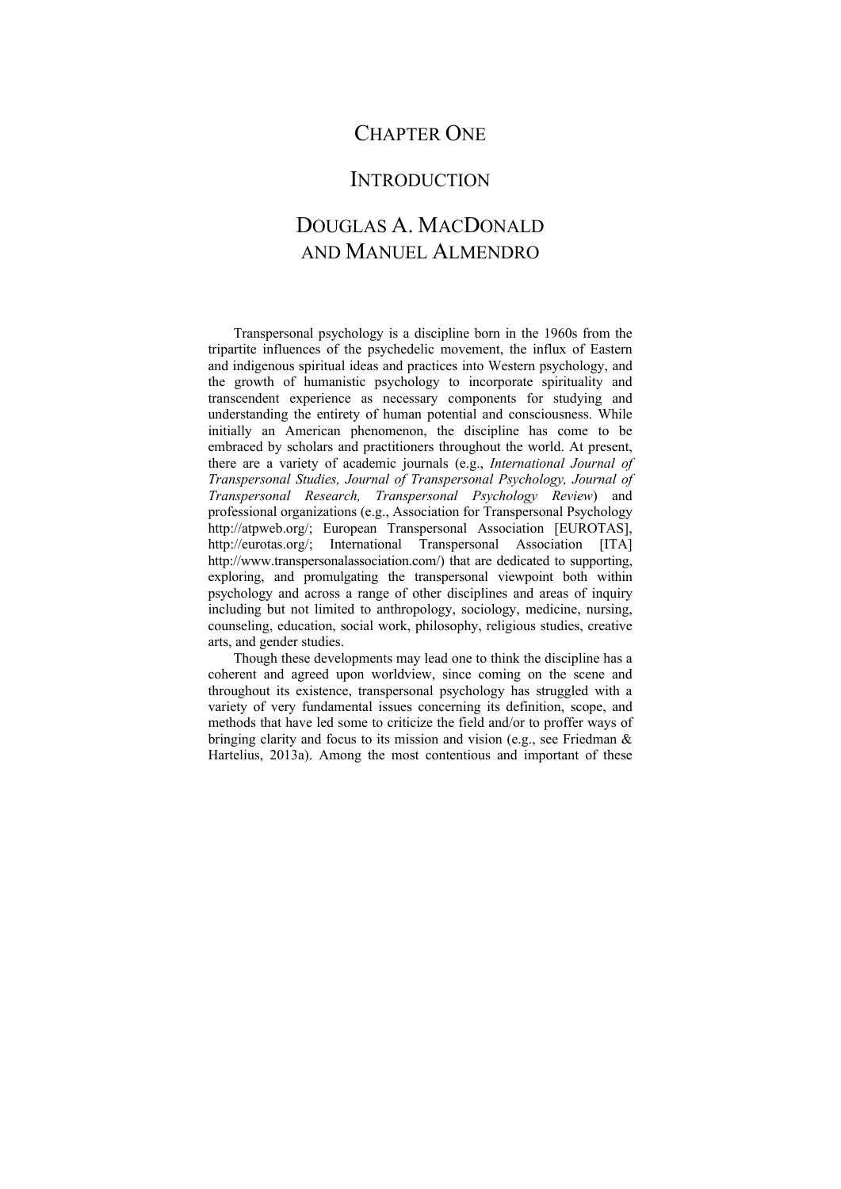# CHAPTER ONE

# INTRODUCTION

## DOUGLAS A. MACDONALD AND MANUEL ALMENDRO

Transpersonal psychology is a discipline born in the 1960s from the tripartite influences of the psychedelic movement, the influx of Eastern and indigenous spiritual ideas and practices into Western psychology, and the growth of humanistic psychology to incorporate spirituality and transcendent experience as necessary components for studying and understanding the entirety of human potential and consciousness. While initially an American phenomenon, the discipline has come to be embraced by scholars and practitioners throughout the world. At present, there are a variety of academic journals (e.g., *International Journal of Transpersonal Studies, Journal of Transpersonal Psychology, Journal of Transpersonal Research, Transpersonal Psychology Review*) and professional organizations (e.g., Association for Transpersonal Psychology http://atpweb.org/; European Transpersonal Association [EUROTAS], http://eurotas.org/; International Transpersonal Association [ITA] http://www.transpersonalassociation.com/) that are dedicated to supporting, exploring, and promulgating the transpersonal viewpoint both within psychology and across a range of other disciplines and areas of inquiry including but not limited to anthropology, sociology, medicine, nursing, counseling, education, social work, philosophy, religious studies, creative arts, and gender studies.

Though these developments may lead one to think the discipline has a coherent and agreed upon worldview, since coming on the scene and throughout its existence, transpersonal psychology has struggled with a variety of very fundamental issues concerning its definition, scope, and methods that have led some to criticize the field and/or to proffer ways of bringing clarity and focus to its mission and vision (e.g., see Friedman & Hartelius, 2013a). Among the most contentious and important of these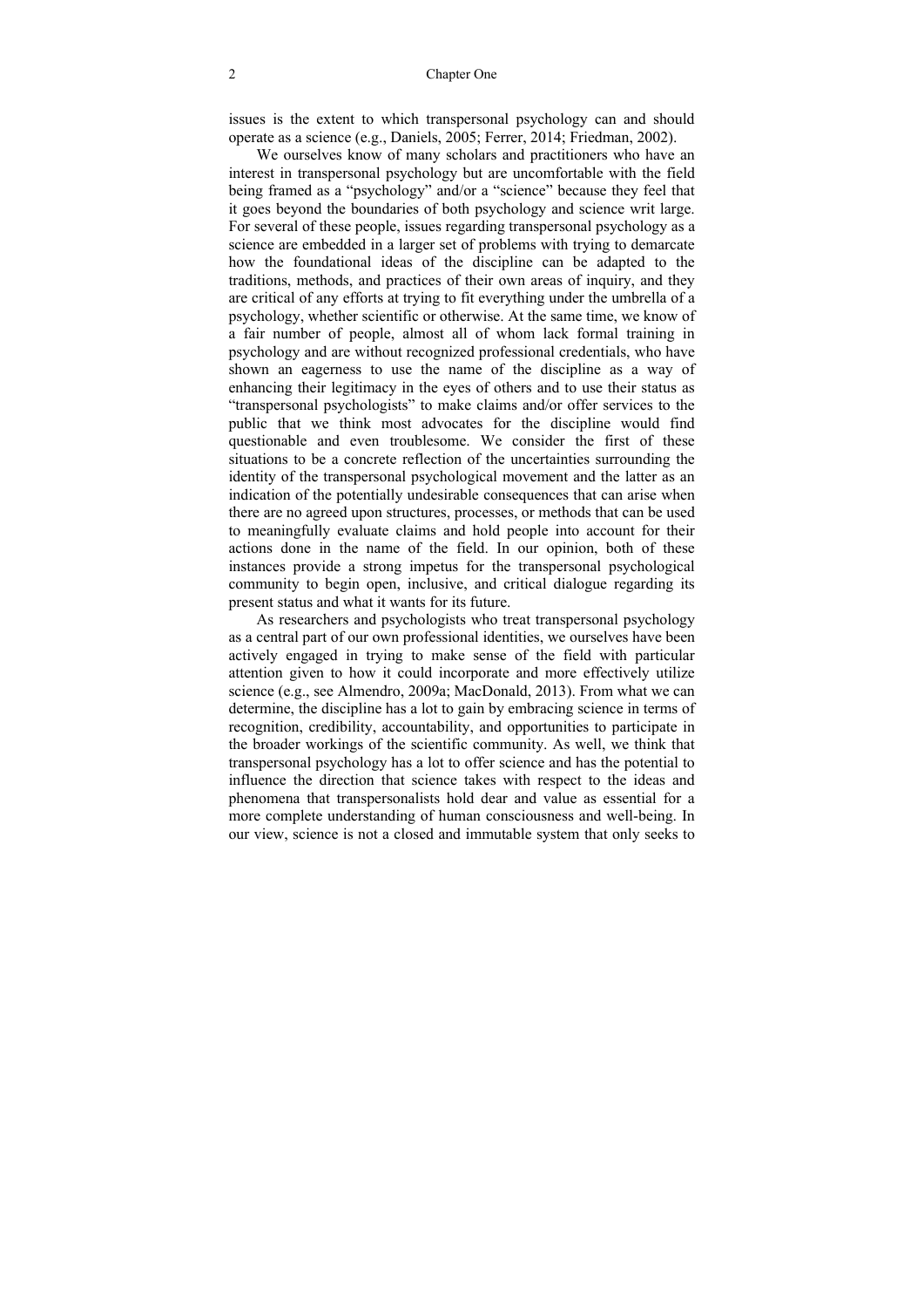issues is the extent to which transpersonal psychology can and should operate as a science (e.g., Daniels, 2005; Ferrer, 2014; Friedman, 2002).

We ourselves know of many scholars and practitioners who have an interest in transpersonal psychology but are uncomfortable with the field being framed as a "psychology" and/or a "science" because they feel that it goes beyond the boundaries of both psychology and science writ large. For several of these people, issues regarding transpersonal psychology as a science are embedded in a larger set of problems with trying to demarcate how the foundational ideas of the discipline can be adapted to the traditions, methods, and practices of their own areas of inquiry, and they are critical of any efforts at trying to fit everything under the umbrella of a psychology, whether scientific or otherwise. At the same time, we know of a fair number of people, almost all of whom lack formal training in psychology and are without recognized professional credentials, who have shown an eagerness to use the name of the discipline as a way of enhancing their legitimacy in the eyes of others and to use their status as "transpersonal psychologists" to make claims and/or offer services to the public that we think most advocates for the discipline would find questionable and even troublesome. We consider the first of these situations to be a concrete reflection of the uncertainties surrounding the identity of the transpersonal psychological movement and the latter as an indication of the potentially undesirable consequences that can arise when there are no agreed upon structures, processes, or methods that can be used to meaningfully evaluate claims and hold people into account for their actions done in the name of the field. In our opinion, both of these instances provide a strong impetus for the transpersonal psychological community to begin open, inclusive, and critical dialogue regarding its present status and what it wants for its future.

As researchers and psychologists who treat transpersonal psychology as a central part of our own professional identities, we ourselves have been actively engaged in trying to make sense of the field with particular attention given to how it could incorporate and more effectively utilize science (e.g., see Almendro, 2009a; MacDonald, 2013). From what we can determine, the discipline has a lot to gain by embracing science in terms of recognition, credibility, accountability, and opportunities to participate in the broader workings of the scientific community. As well, we think that transpersonal psychology has a lot to offer science and has the potential to influence the direction that science takes with respect to the ideas and phenomena that transpersonalists hold dear and value as essential for a more complete understanding of human consciousness and well-being. In our view, science is not a closed and immutable system that only seeks to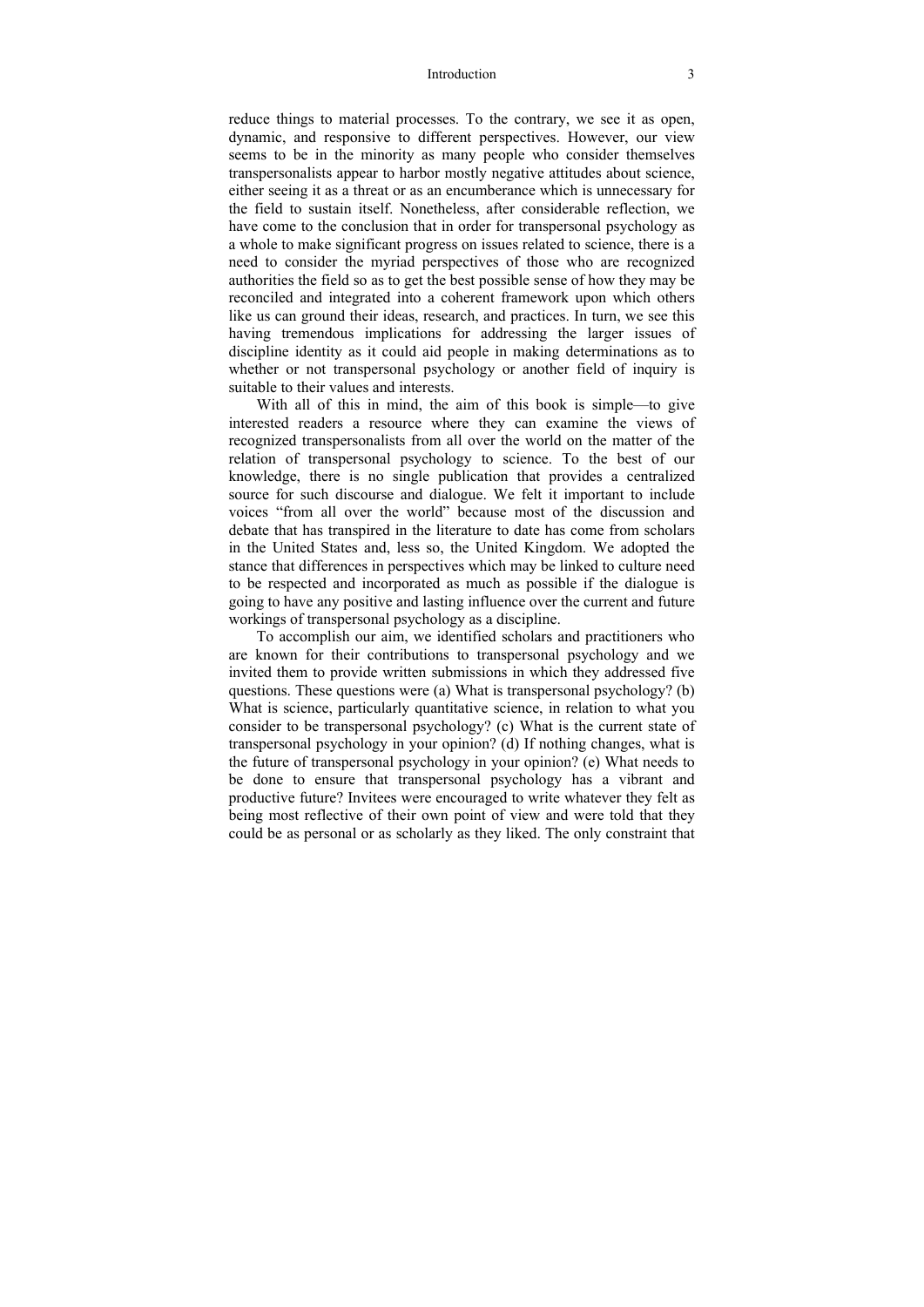reduce things to material processes. To the contrary, we see it as open, dynamic, and responsive to different perspectives. However, our view seems to be in the minority as many people who consider themselves transpersonalists appear to harbor mostly negative attitudes about science, either seeing it as a threat or as an encumberance which is unnecessary for the field to sustain itself. Nonetheless, after considerable reflection, we have come to the conclusion that in order for transpersonal psychology as a whole to make significant progress on issues related to science, there is a need to consider the myriad perspectives of those who are recognized authorities the field so as to get the best possible sense of how they may be reconciled and integrated into a coherent framework upon which others like us can ground their ideas, research, and practices. In turn, we see this having tremendous implications for addressing the larger issues of discipline identity as it could aid people in making determinations as to whether or not transpersonal psychology or another field of inquiry is suitable to their values and interests.

With all of this in mind, the aim of this book is simple—to give interested readers a resource where they can examine the views of recognized transpersonalists from all over the world on the matter of the relation of transpersonal psychology to science. To the best of our knowledge, there is no single publication that provides a centralized source for such discourse and dialogue. We felt it important to include voices "from all over the world" because most of the discussion and debate that has transpired in the literature to date has come from scholars in the United States and, less so, the United Kingdom. We adopted the stance that differences in perspectives which may be linked to culture need to be respected and incorporated as much as possible if the dialogue is going to have any positive and lasting influence over the current and future workings of transpersonal psychology as a discipline.

To accomplish our aim, we identified scholars and practitioners who are known for their contributions to transpersonal psychology and we invited them to provide written submissions in which they addressed five questions. These questions were (a) What is transpersonal psychology? (b) What is science, particularly quantitative science, in relation to what you consider to be transpersonal psychology? (c) What is the current state of transpersonal psychology in your opinion? (d) If nothing changes, what is the future of transpersonal psychology in your opinion? (e) What needs to be done to ensure that transpersonal psychology has a vibrant and productive future? Invitees were encouraged to write whatever they felt as being most reflective of their own point of view and were told that they could be as personal or as scholarly as they liked. The only constraint that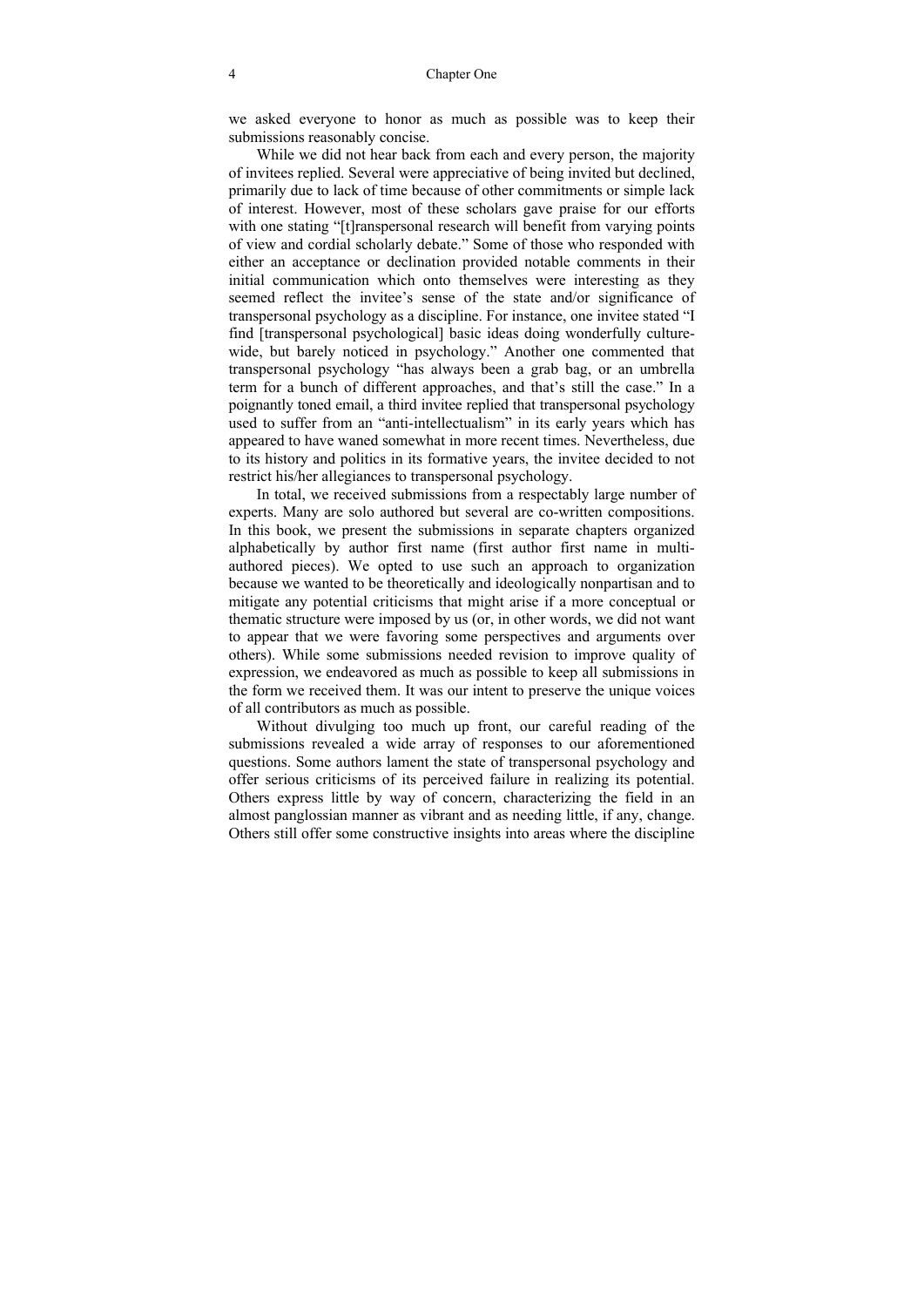we asked everyone to honor as much as possible was to keep their submissions reasonably concise.

While we did not hear back from each and every person, the majority of invitees replied. Several were appreciative of being invited but declined, primarily due to lack of time because of other commitments or simple lack of interest. However, most of these scholars gave praise for our efforts with one stating "[t]ranspersonal research will benefit from varying points of view and cordial scholarly debate." Some of those who responded with either an acceptance or declination provided notable comments in their initial communication which onto themselves were interesting as they seemed reflect the invitee's sense of the state and/or significance of transpersonal psychology as a discipline. For instance, one invitee stated "I find [transpersonal psychological] basic ideas doing wonderfully culture-wide, but barely noticed in psychology." Another one commented that transpersonal psychology "has always been a grab bag, or an umbrella term for a bunch of different approaches, and that's still the case." In a poignantly toned email, a third invitee replied that transpersonal psychology used to suffer from an "anti-intellectualism" in its early years which has appeared to have waned somewhat in more recent times. Nevertheless, due to its history and politics in its formative years, the invitee decided to not restrict his/her allegiances to transpersonal psychology.

In total, we received submissions from a respectably large number of experts. Many are solo authored but several are co-written compositions. In this book, we present the submissions in separate chapters organized alphabetically by author first name (first author first name in multi-authored pieces). We opted to use such an approach to organization because we wanted to be theoretically and ideologically nonpartisan and to mitigate any potential criticisms that might arise if a more conceptual or thematic structure were imposed by us (or, in other words, we did not want to appear that we were favoring some perspectives and arguments over others). While some submissions needed revision to improve quality of expression, we endeavored as much as possible to keep all submissions in the form we received them. It was our intent to preserve the unique voices of all contributors as much as possible.

Without divulging too much up front, our careful reading of the submissions revealed a wide array of responses to our aforementioned questions. Some authors lament the state of transpersonal psychology and offer serious criticisms of its perceived failure in realizing its potential. Others express little by way of concern, characterizing the field in an almost panglossian manner as vibrant and as needing little, if any, change. Others still offer some constructive insights into areas where the discipline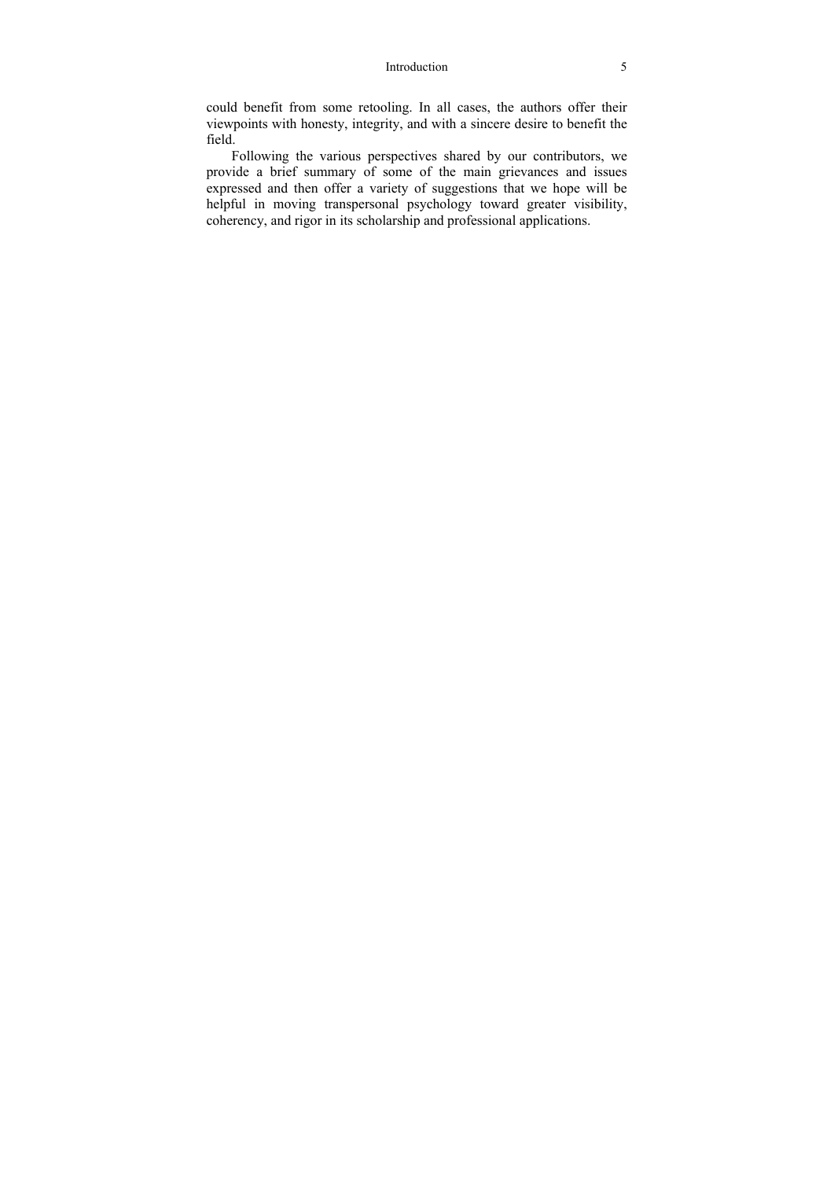could benefit from some retooling. In all cases, the authors offer their viewpoints with honesty, integrity, and with a sincere desire to benefit the field.

Following the various perspectives shared by our contributors, we provide a brief summary of some of the main grievances and issues expressed and then offer a variety of suggestions that we hope will be helpful in moving transpersonal psychology toward greater visibility, coherency, and rigor in its scholarship and professional applications.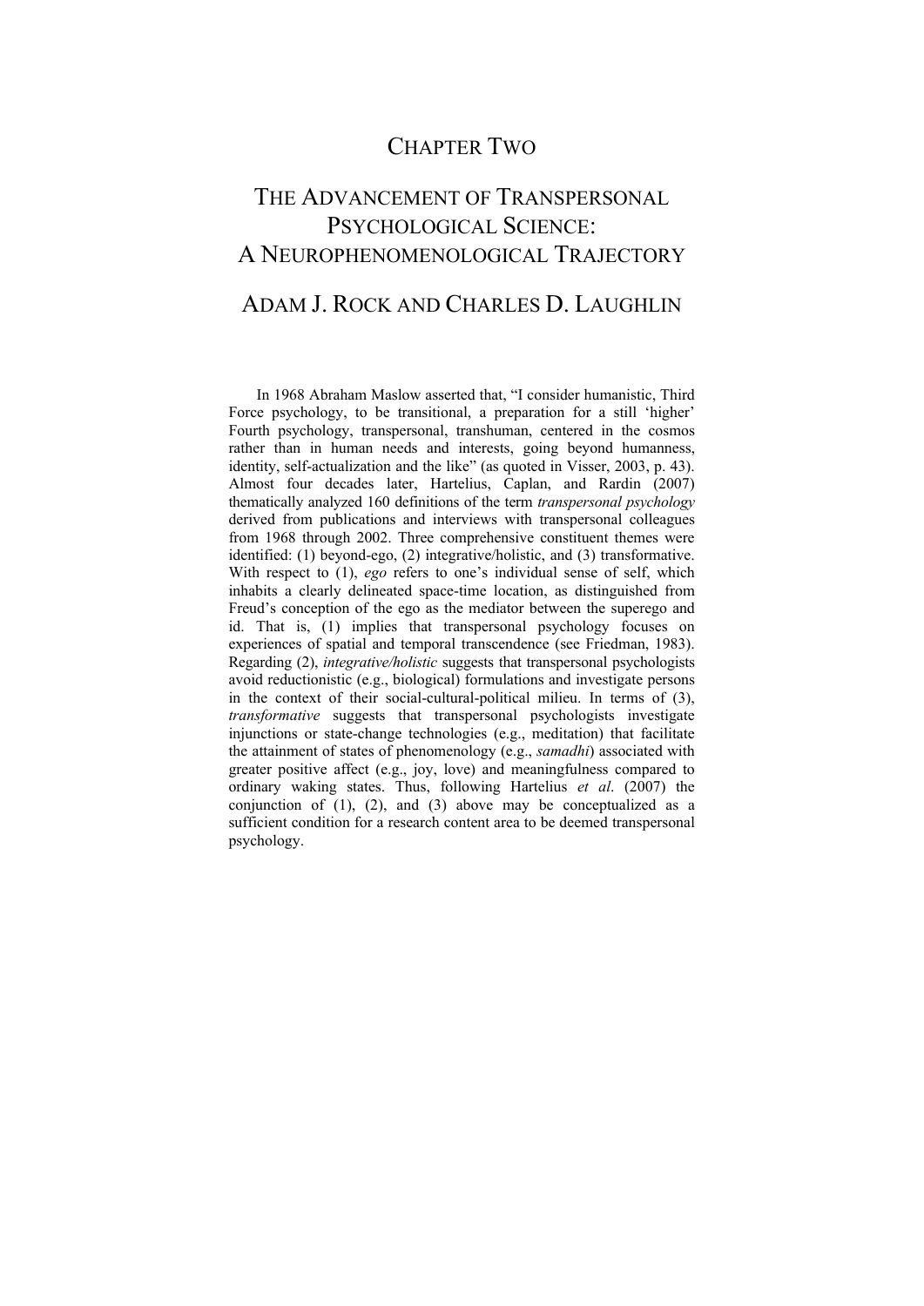# Chapter Two

# The Advancement of Transpersonal Psychological Science: A Neurophenomenological Trajectory

## Adam J. Rock and Charles D. Laughlin

In 1968 Abraham Maslow asserted that, "I consider humanistic, Third Force psychology, to be transitional, a preparation for a still 'higher' Fourth psychology, transpersonal, transhuman, centered in the cosmos rather than in human needs and interests, going beyond humanness, identity, self-actualization and the like" (as quoted in Visser, 2003, p. 43). Almost four decades later, Hartelius, Caplan, and Rardin (2007) thematically analyzed 160 definitions of the term *transpersonal psychology* derived from publications and interviews with transpersonal colleagues from 1968 through 2002. Three comprehensive constituent themes were identified: (1) beyond-ego, (2) integrative/holistic, and (3) transformative. With respect to (1), *ego* refers to one's individual sense of self, which inhabits a clearly delineated space-time location, as distinguished from Freud's conception of the ego as the mediator between the superego and id. That is, (1) implies that transpersonal psychology focuses on experiences of spatial and temporal transcendence (see Friedman, 1983). Regarding (2), *integrative/holistic* suggests that transpersonal psychologists avoid reductionistic (e.g., biological) formulations and investigate persons in the context of their social-cultural-political milieu. In terms of (3), *transformative* suggests that transpersonal psychologists investigate injunctions or state-change technologies (e.g., meditation) that facilitate the attainment of states of phenomenology (e.g., *samadhi*) associated with greater positive affect (e.g., joy, love) and meaningfulness compared to ordinary waking states. Thus, following Hartelius *et al*. (2007) the conjunction of (1), (2), and (3) above may be conceptualized as a sufficient condition for a research content area to be deemed transpersonal psychology.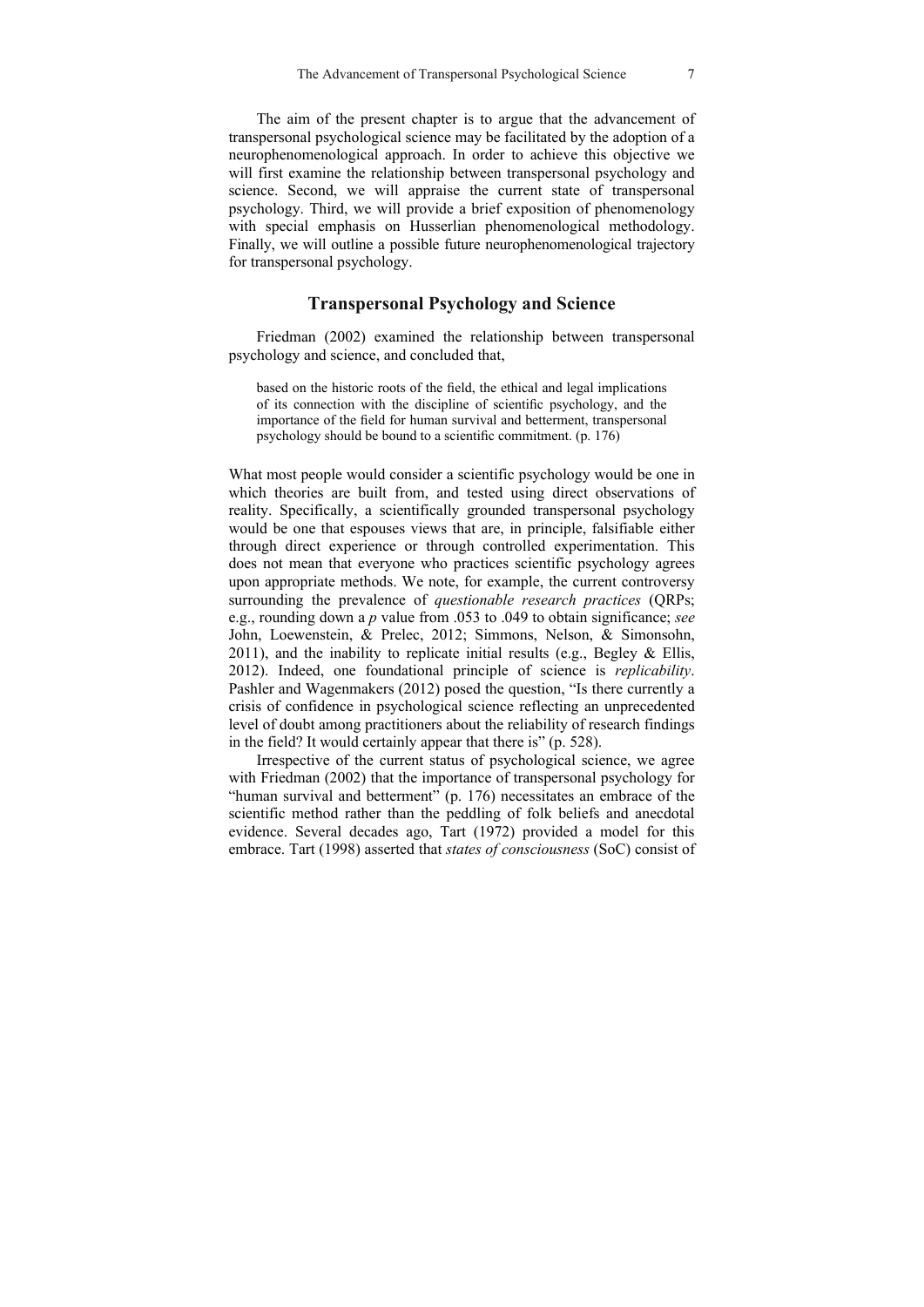The aim of the present chapter is to argue that the advancement of transpersonal psychological science may be facilitated by the adoption of a neurophenomenological approach. In order to achieve this objective we will first examine the relationship between transpersonal psychology and science. Second, we will appraise the current state of transpersonal psychology. Third, we will provide a brief exposition of phenomenology with special emphasis on Husserlian phenomenological methodology. Finally, we will outline a possible future neurophenomenological trajectory for transpersonal psychology.

## Transpersonal Psychology and Science

Friedman (2002) examined the relationship between transpersonal psychology and science, and concluded that,

> based on the historic roots of the field, the ethical and legal implications of its connection with the discipline of scientific psychology, and the importance of the field for human survival and betterment, transpersonal psychology should be bound to a scientific commitment. (p. 176)

What most people would consider a scientific psychology would be one in which theories are built from, and tested using direct observations of reality. Specifically, a scientifically grounded transpersonal psychology would be one that espouses views that are, in principle, falsifiable either through direct experience or through controlled experimentation. This does not mean that everyone who practices scientific psychology agrees upon appropriate methods. We note, for example, the current controversy surrounding the prevalence of *questionable research practices* (QRPs; e.g., rounding down a $p$ value from .053 to .049 to obtain significance; *see* John, Loewenstein, & Prelec, 2012; Simmons, Nelson, & Simonsohn, 2011), and the inability to replicate initial results (e.g., Begley & Ellis, 2012). Indeed, one foundational principle of science is *replicability*. Pashler and Wagenmakers (2012) posed the question, "Is there currently a crisis of confidence in psychological science reflecting an unprecedented level of doubt among practitioners about the reliability of research findings in the field? It would certainly appear that there is" (p. 528).

Irrespective of the current status of psychological science, we agree with Friedman (2002) that the importance of transpersonal psychology for "human survival and betterment" (p. 176) necessitates an embrace of the scientific method rather than the peddling of folk beliefs and anecdotal evidence. Several decades ago, Tart (1972) provided a model for this embrace. Tart (1998) asserted that *states of consciousness* (SoC) consist of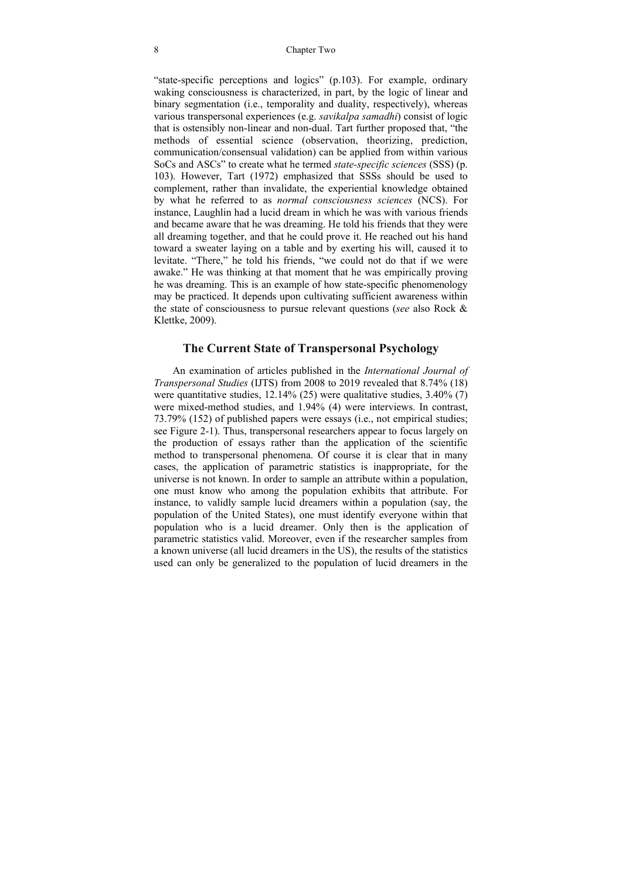"state-specific perceptions and logics" (p.103). For example, ordinary waking consciousness is characterized, in part, by the logic of linear and binary segmentation (i.e., temporality and duality, respectively), whereas various transpersonal experiences (e.g. *savikalpa samadhi*) consist of logic that is ostensibly non-linear and non-dual. Tart further proposed that, "the methods of essential science (observation, theorizing, prediction, communication/consensual validation) can be applied from within various SoCs and ASCs" to create what he termed *state-specific sciences* (SSS) (p. 103). However, Tart (1972) emphasized that SSSs should be used to complement, rather than invalidate, the experiential knowledge obtained by what he referred to as *normal consciousness sciences* (NCS). For instance, Laughlin had a lucid dream in which he was with various friends and became aware that he was dreaming. He told his friends that they were all dreaming together, and that he could prove it. He reached out his hand toward a sweater laying on a table and by exerting his will, caused it to levitate. "There," he told his friends, "we could not do that if we were awake." He was thinking at that moment that he was empirically proving he was dreaming. This is an example of how state-specific phenomenology may be practiced. It depends upon cultivating sufficient awareness within the state of consciousness to pursue relevant questions (*see* also Rock & Klettke, 2009).

## The Current State of Transpersonal Psychology

An examination of articles published in the *International Journal of Transpersonal Studies* (IJTS) from 2008 to 2019 revealed that 8.74% (18) were quantitative studies, 12.14% (25) were qualitative studies, 3.40% (7) were mixed-method studies, and 1.94% (4) were interviews. In contrast, 73.79% (152) of published papers were essays (i.e., not empirical studies; see Figure 2-1). Thus, transpersonal researchers appear to focus largely on the production of essays rather than the application of the scientific method to transpersonal phenomena. Of course it is clear that in many cases, the application of parametric statistics is inappropriate, for the universe is not known. In order to sample an attribute within a population, one must know who among the population exhibits that attribute. For instance, to validly sample lucid dreamers within a population (say, the population of the United States), one must identify everyone within that population who is a lucid dreamer. Only then is the application of parametric statistics valid. Moreover, even if the researcher samples from a known universe (all lucid dreamers in the US), the results of the statistics used can only be generalized to the population of lucid dreamers in the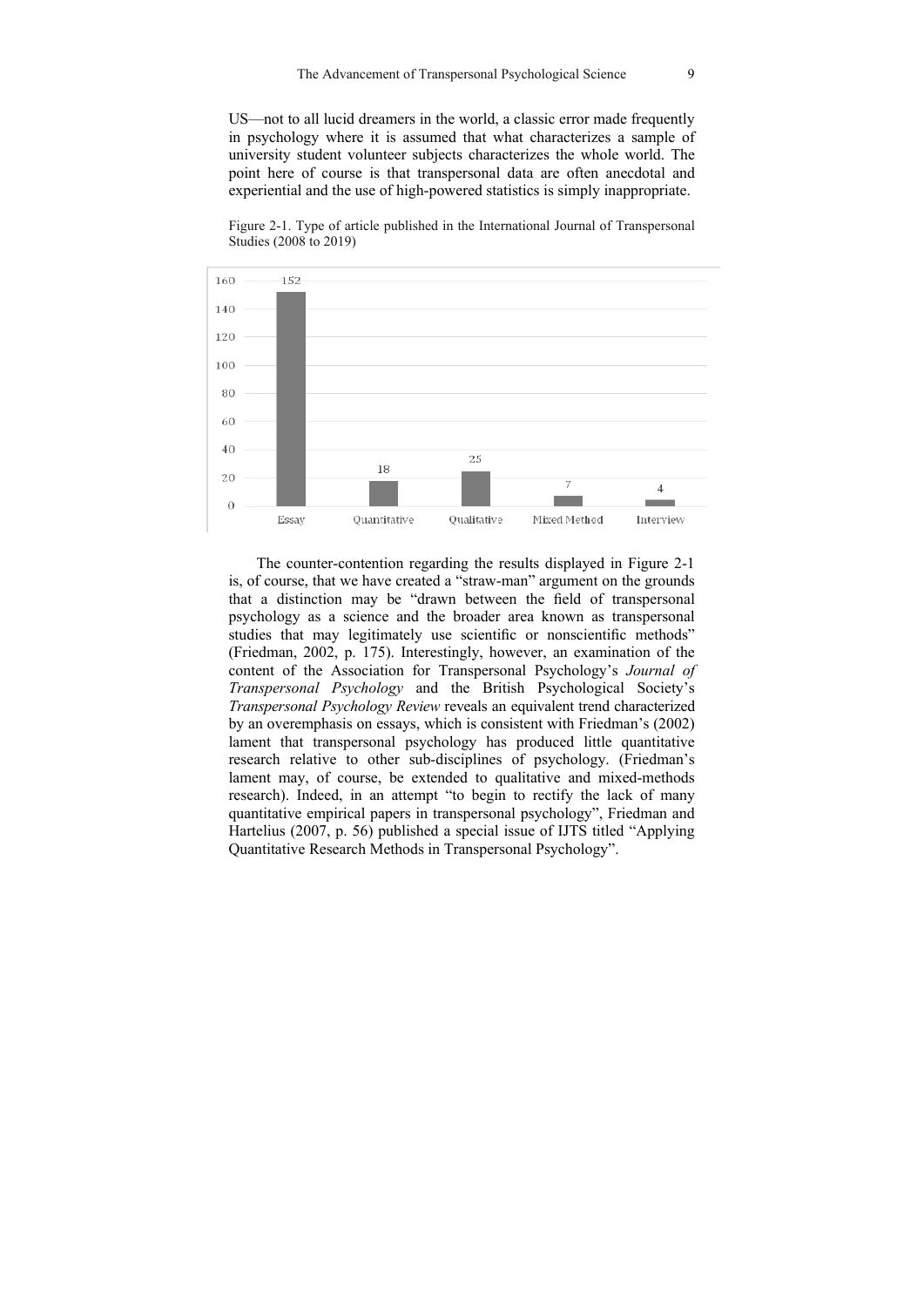US—not to all lucid dreamers in the world, a classic error made frequently in psychology where it is assumed that what characterizes a sample of university student volunteer subjects characterizes the whole world. The point here of course is that transpersonal data are often anecdotal and experiential and the use of high-powered statistics is simply inappropriate.

Figure 2-1. Type of article published in the International Journal of Transpersonal Studies (2008 to 2019)

| Essay | Quantitative | Qualitative | Mixed Method | Interview |
|---|---|---|---|---|
| 152 | 18 | 25 | 7 | 4 |

The counter-contention regarding the results displayed in Figure 2-1 is, of course, that we have created a "straw-man" argument on the grounds that a distinction may be "drawn between the field of transpersonal psychology as a science and the broader area known as transpersonal studies that may legitimately use scientific or nonscientific methods" (Friedman, 2002, p. 175). Interestingly, however, an examination of the content of the Association for Transpersonal Psychology's *Journal of Transpersonal Psychology* and the British Psychological Society's *Transpersonal Psychology Review* reveals an equivalent trend characterized by an overemphasis on essays, which is consistent with Friedman's (2002) lament that transpersonal psychology has produced little quantitative research relative to other sub-disciplines of psychology. (Friedman's lament may, of course, be extended to qualitative and mixed-methods research). Indeed, in an attempt "to begin to rectify the lack of many quantitative empirical papers in transpersonal psychology", Friedman and Hartelius (2007, p. 56) published a special issue of IJTS titled "Applying Quantitative Research Methods in Transpersonal Psychology".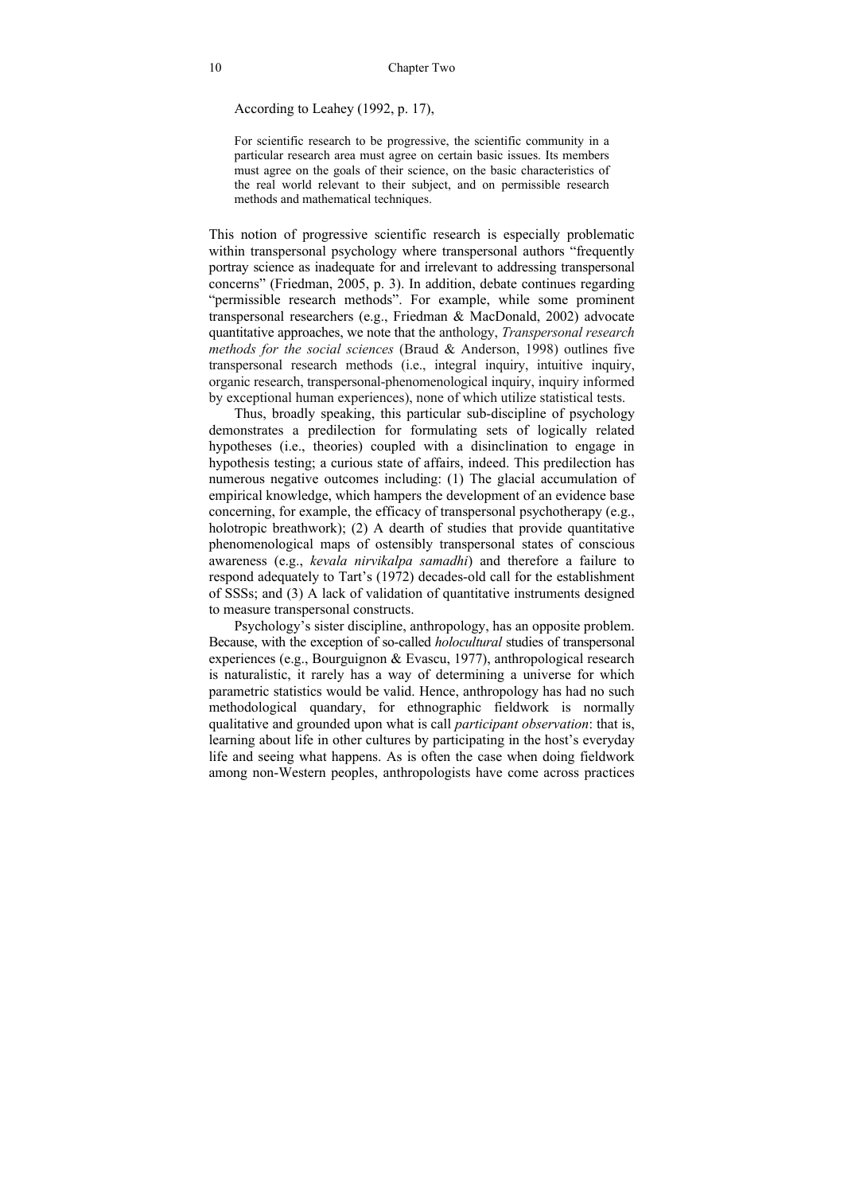According to Leahey (1992, p. 17),

> For scientific research to be progressive, the scientific community in a particular research area must agree on certain basic issues. Its members must agree on the goals of their science, on the basic characteristics of the real world relevant to their subject, and on permissible research methods and mathematical techniques.

This notion of progressive scientific research is especially problematic within transpersonal psychology where transpersonal authors "frequently portray science as inadequate for and irrelevant to addressing transpersonal concerns" (Friedman, 2005, p. 3). In addition, debate continues regarding "permissible research methods". For example, while some prominent transpersonal researchers (e.g., Friedman & MacDonald, 2002) advocate quantitative approaches, we note that the anthology, *Transpersonal research methods for the social sciences* (Braud & Anderson, 1998) outlines five transpersonal research methods (i.e., integral inquiry, intuitive inquiry, organic research, transpersonal-phenomenological inquiry, inquiry informed by exceptional human experiences), none of which utilize statistical tests.

Thus, broadly speaking, this particular sub-discipline of psychology demonstrates a predilection for formulating sets of logically related hypotheses (i.e., theories) coupled with a disinclination to engage in hypothesis testing; a curious state of affairs, indeed. This predilection has numerous negative outcomes including: (1) The glacial accumulation of empirical knowledge, which hampers the development of an evidence base concerning, for example, the efficacy of transpersonal psychotherapy (e.g., holotropic breathwork); (2) A dearth of studies that provide quantitative phenomenological maps of ostensibly transpersonal states of conscious awareness (e.g., *kevala nirvikalpa samadhi*) and therefore a failure to respond adequately to Tart's (1972) decades-old call for the establishment of SSSs; and (3) A lack of validation of quantitative instruments designed to measure transpersonal constructs.

Psychology's sister discipline, anthropology, has an opposite problem. Because, with the exception of so-called *holocultural* studies of transpersonal experiences (e.g., Bourguignon & Evascu, 1977), anthropological research is naturalistic, it rarely has a way of determining a universe for which parametric statistics would be valid. Hence, anthropology has had no such methodological quandary, for ethnographic fieldwork is normally qualitative and grounded upon what is call *participant observation*: that is, learning about life in other cultures by participating in the host's everyday life and seeing what happens. As is often the case when doing fieldwork among non-Western peoples, anthropologists have come across practices